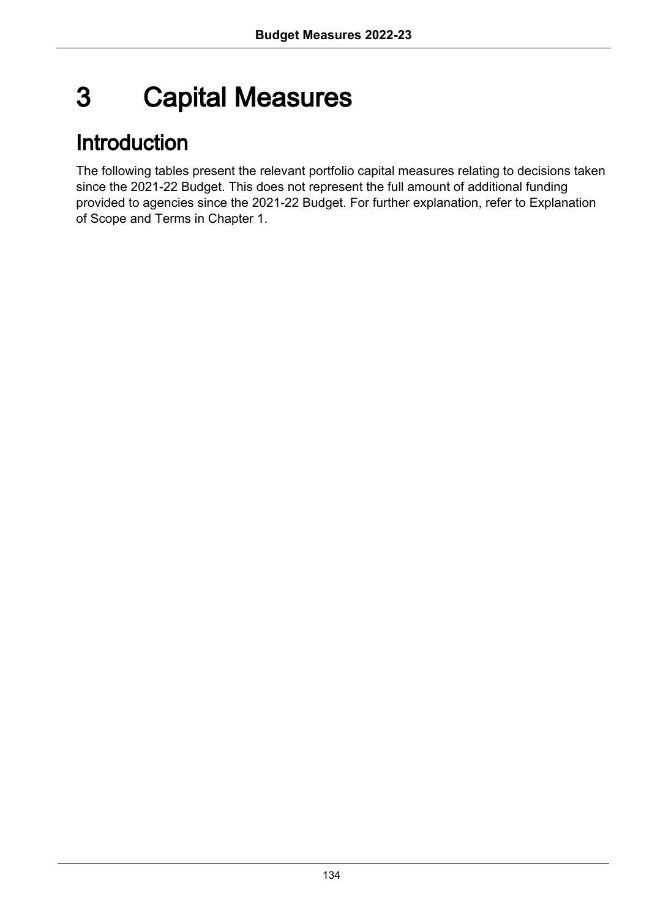# 3 Capital Measures

## Introduction

The following tables present the relevant portfolio capital measures relating to decisions taken since the 2021-22 Budget. This does not represent the full amount of additional funding provided to agencies since the 2021-22 Budget. For further explanation, refer to Explanation of Scope and Terms in Chapter 1.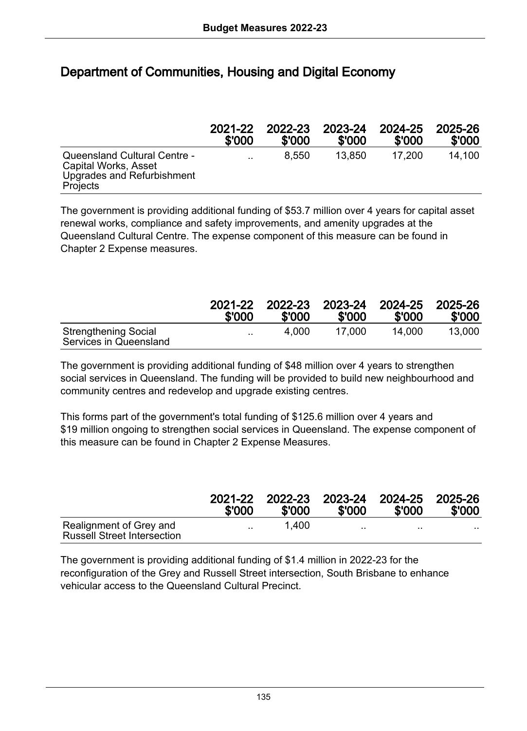## Department of Communities, Housing and Digital Economy

| | 2021-22 \$'000 | 2022-23 \$'000 | 2023-24 \$'000 | 2024-25 \$'000 | 2025-26 \$'000 |
|---|---|---|---|---|---|
| Queensland Cultural Centre - Capital Works, Asset Upgrades and Refurbishment Projects | .. | 8,550 | 13,850 | 17,200 | 14,100 |

The government is providing additional funding of $53.7 million over 4 years for capital asset renewal works, compliance and safety improvements, and amenity upgrades at the Queensland Cultural Centre. The expense component of this measure can be found in Chapter 2 Expense measures.

| | 2021-22 \$'000 | 2022-23 \$'000 | 2023-24 \$'000 | 2024-25 \$'000 | 2025-26 \$'000 |
|---|---|---|---|---|---|
| Strengthening Social Services in Queensland | .. | 4,000 | 17,000 | 14,000 | 13,000 |

The government is providing additional funding of $48 million over 4 years to strengthen social services in Queensland. The funding will be provided to build new neighbourhood and community centres and redevelop and upgrade existing centres.

This forms part of the government's total funding of $125.6 million over 4 years and $19 million ongoing to strengthen social services in Queensland. The expense component of this measure can be found in Chapter 2 Expense Measures.

| | 2021-22 \$'000 | 2022-23 \$'000 | 2023-24 \$'000 | 2024-25 \$'000 | 2025-26 \$'000 |
|---|---|---|---|---|---|
| Realignment of Grey and Russell Street Intersection | .. | 1,400 | .. | .. | .. |

The government is providing additional funding of $1.4 million in 2022-23 for the reconfiguration of the Grey and Russell Street intersection, South Brisbane to enhance vehicular access to the Queensland Cultural Precinct.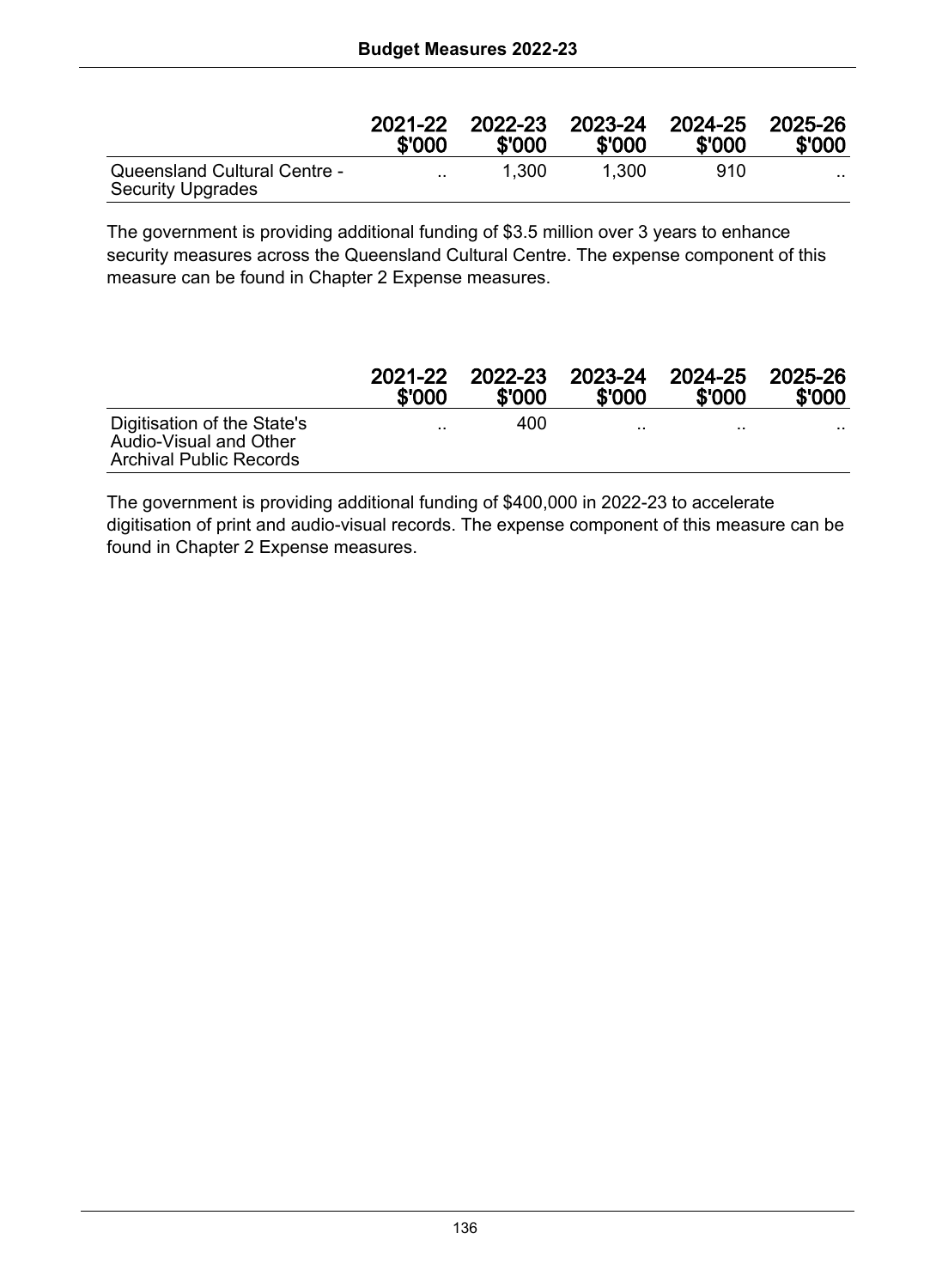| | 2021-22 $'000 | 2022-23 $'000 | 2023-24 $'000 | 2024-25 $'000 | 2025-26 $'000 |
|---|---|---|---|---|---|
| Queensland Cultural Centre - Security Upgrades | .. | 1,300 | 1,300 | 910 | .. |

The government is providing additional funding of $3.5 million over 3 years to enhance security measures across the Queensland Cultural Centre. The expense component of this measure can be found in Chapter 2 Expense measures.

| | 2021-22 $'000 | 2022-23 $'000 | 2023-24 $'000 | 2024-25 $'000 | 2025-26 $'000 |
|---|---|---|---|---|---|
| Digitisation of the State's Audio-Visual and Other Archival Public Records | .. | 400 | .. | .. | .. |

The government is providing additional funding of $400,000 in 2022-23 to accelerate digitisation of print and audio-visual records. The expense component of this measure can be found in Chapter 2 Expense measures.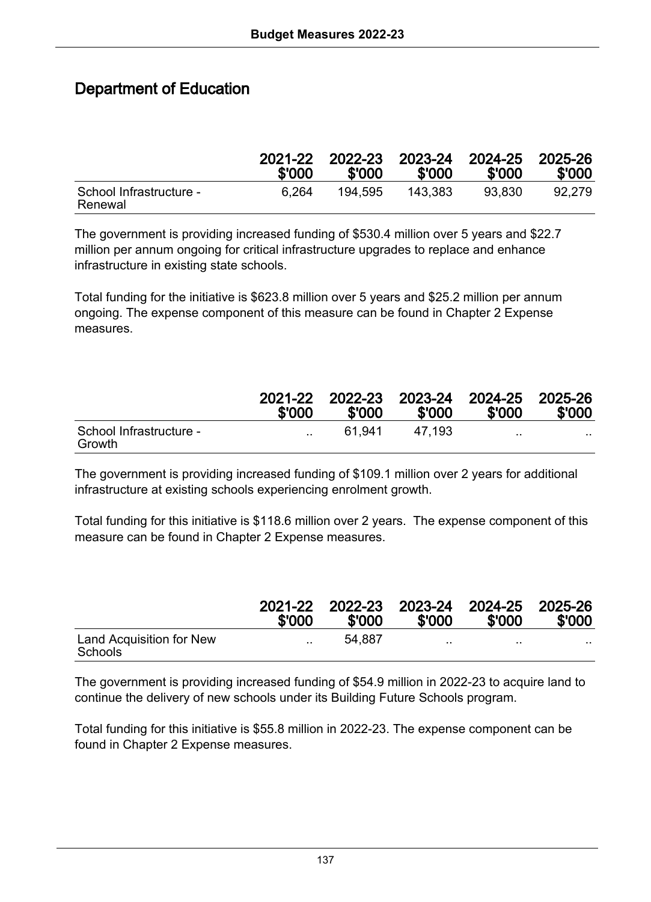## Department of Education

| | 2021-22 $'000 | 2022-23 $'000 | 2023-24 $'000 | 2024-25 $'000 | 2025-26 $'000 |
|---|---|---|---|---|---|
| School Infrastructure - Renewal | 6,264 | 194,595 | 143,383 | 93,830 | 92,279 |

The government is providing increased funding of $530.4 million over 5 years and $22.7 million per annum ongoing for critical infrastructure upgrades to replace and enhance infrastructure in existing state schools.

Total funding for the initiative is $623.8 million over 5 years and $25.2 million per annum ongoing. The expense component of this measure can be found in Chapter 2 Expense measures.

| | 2021-22 $'000 | 2022-23 $'000 | 2023-24 $'000 | 2024-25 $'000 | 2025-26 $'000 |
|---|---|---|---|---|---|
| School Infrastructure - Growth | .. | 61,941 | 47,193 | .. | .. |

The government is providing increased funding of $109.1 million over 2 years for additional infrastructure at existing schools experiencing enrolment growth.

Total funding for this initiative is $118.6 million over 2 years. The expense component of this measure can be found in Chapter 2 Expense measures.

| | 2021-22 $'000 | 2022-23 $'000 | 2023-24 $'000 | 2024-25 $'000 | 2025-26 $'000 |
|---|---|---|---|---|---|
| Land Acquisition for New Schools | .. | 54,887 | .. | .. | .. |

The government is providing increased funding of $54.9 million in 2022-23 to acquire land to continue the delivery of new schools under its Building Future Schools program.

Total funding for this initiative is $55.8 million in 2022-23. The expense component can be found in Chapter 2 Expense measures.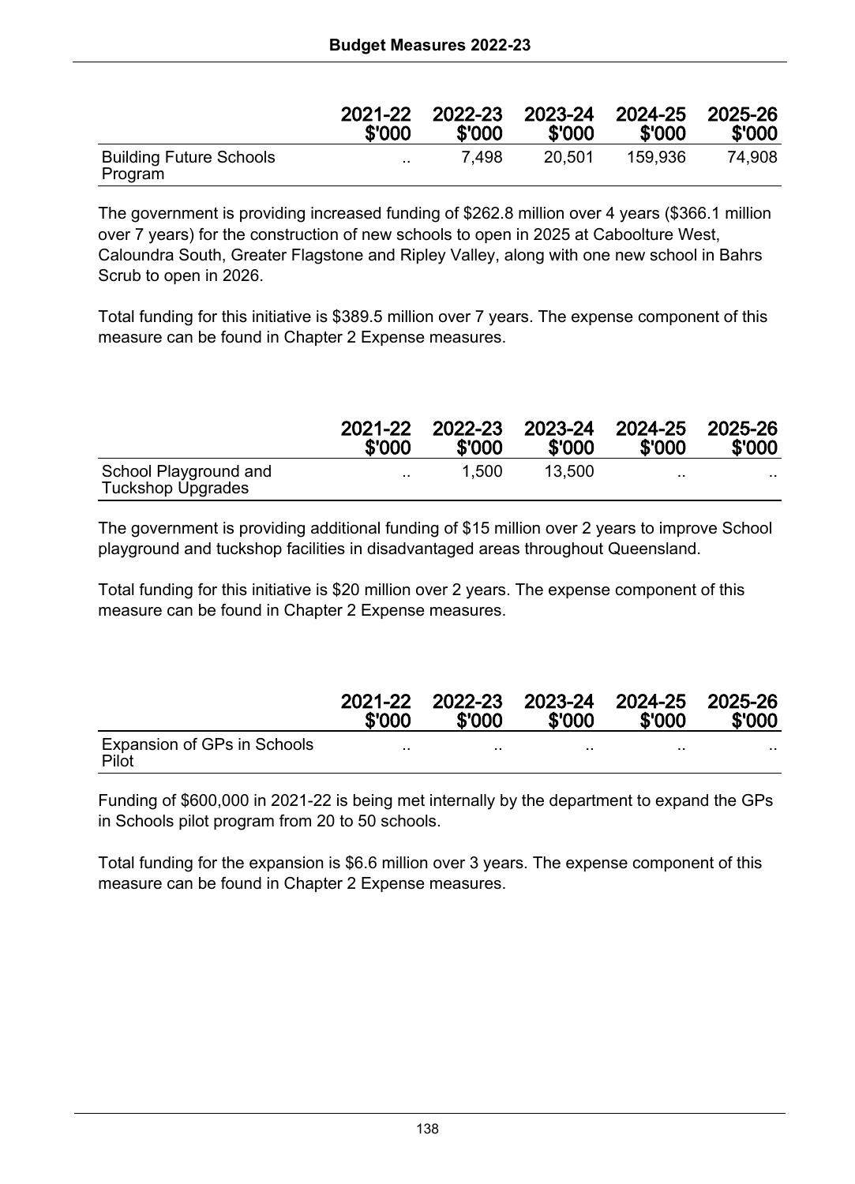| | 2021-22 $'000 | 2022-23 $'000 | 2023-24 $'000 | 2024-25 $'000 | 2025-26 $'000 |
|---|---|---|---|---|---|
| Building Future Schools Program | .. | 7,498 | 20,501 | 159,936 | 74,908 |

The government is providing increased funding of $262.8 million over 4 years ($366.1 million over 7 years) for the construction of new schools to open in 2025 at Caboolture West, Caloundra South, Greater Flagstone and Ripley Valley, along with one new school in Bahrs Scrub to open in 2026.

Total funding for this initiative is $389.5 million over 7 years. The expense component of this measure can be found in Chapter 2 Expense measures.

| | 2021-22 $'000 | 2022-23 $'000 | 2023-24 $'000 | 2024-25 $'000 | 2025-26 $'000 |
|---|---|---|---|---|---|
| School Playground and Tuckshop Upgrades | .. | 1,500 | 13,500 | .. | .. |

The government is providing additional funding of $15 million over 2 years to improve School playground and tuckshop facilities in disadvantaged areas throughout Queensland.

Total funding for this initiative is $20 million over 2 years. The expense component of this measure can be found in Chapter 2 Expense measures.

| | 2021-22 $'000 | 2022-23 $'000 | 2023-24 $'000 | 2024-25 $'000 | 2025-26 $'000 |
|---|---|---|---|---|---|
| Expansion of GPs in Schools Pilot | .. | .. | .. | .. | .. |

Funding of $600,000 in 2021-22 is being met internally by the department to expand the GPs in Schools pilot program from 20 to 50 schools.

Total funding for the expansion is $6.6 million over 3 years. The expense component of this measure can be found in Chapter 2 Expense measures.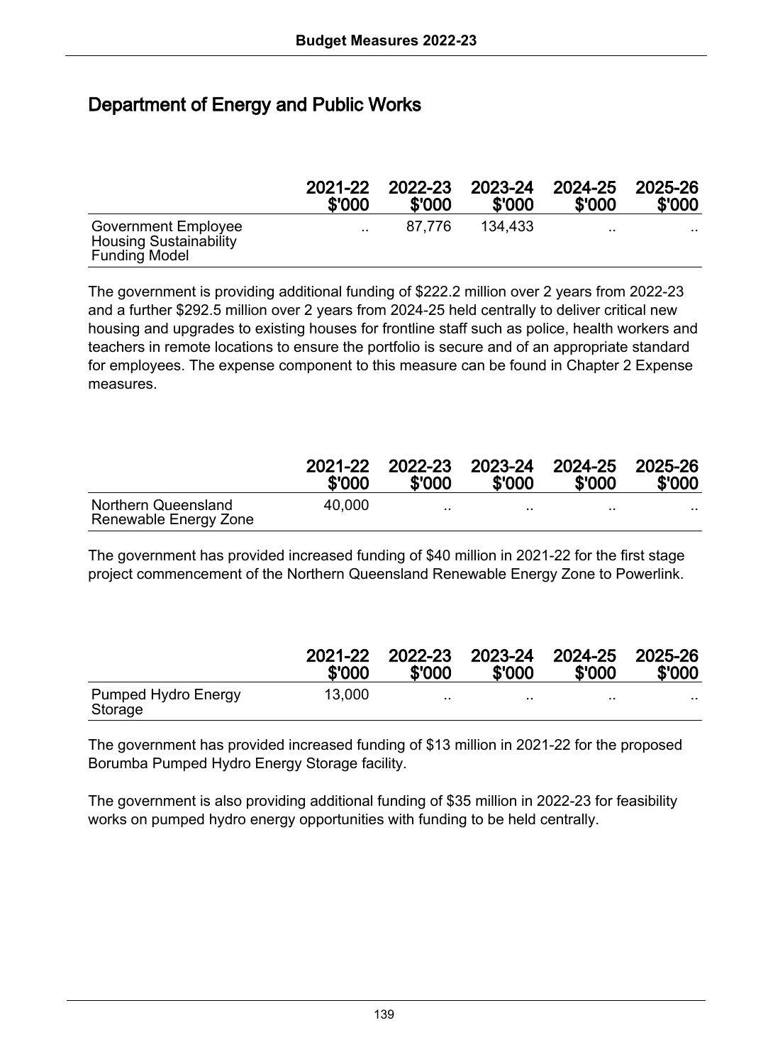## Department of Energy and Public Works

| | 2021-22 $'000 | 2022-23 $'000 | 2023-24 $'000 | 2024-25 $'000 | 2025-26 $'000 |
|---|---|---|---|---|---|
| Government Employee Housing Sustainability Funding Model | .. | 87,776 | 134,433 | .. | .. |

The government is providing additional funding of $222.2 million over 2 years from 2022-23 and a further $292.5 million over 2 years from 2024-25 held centrally to deliver critical new housing and upgrades to existing houses for frontline staff such as police, health workers and teachers in remote locations to ensure the portfolio is secure and of an appropriate standard for employees. The expense component to this measure can be found in Chapter 2 Expense measures.

| | 2021-22 $'000 | 2022-23 $'000 | 2023-24 $'000 | 2024-25 $'000 | 2025-26 $'000 |
|---|---|---|---|---|---|
| Northern Queensland Renewable Energy Zone | 40,000 | .. | .. | .. | .. |

The government has provided increased funding of $40 million in 2021-22 for the first stage project commencement of the Northern Queensland Renewable Energy Zone to Powerlink.

| | 2021-22 $'000 | 2022-23 $'000 | 2023-24 $'000 | 2024-25 $'000 | 2025-26 $'000 |
|---|---|---|---|---|---|
| Pumped Hydro Energy Storage | 13,000 | .. | .. | .. | .. |

The government has provided increased funding of $13 million in 2021-22 for the proposed Borumba Pumped Hydro Energy Storage facility.

The government is also providing additional funding of $35 million in 2022-23 for feasibility works on pumped hydro energy opportunities with funding to be held centrally.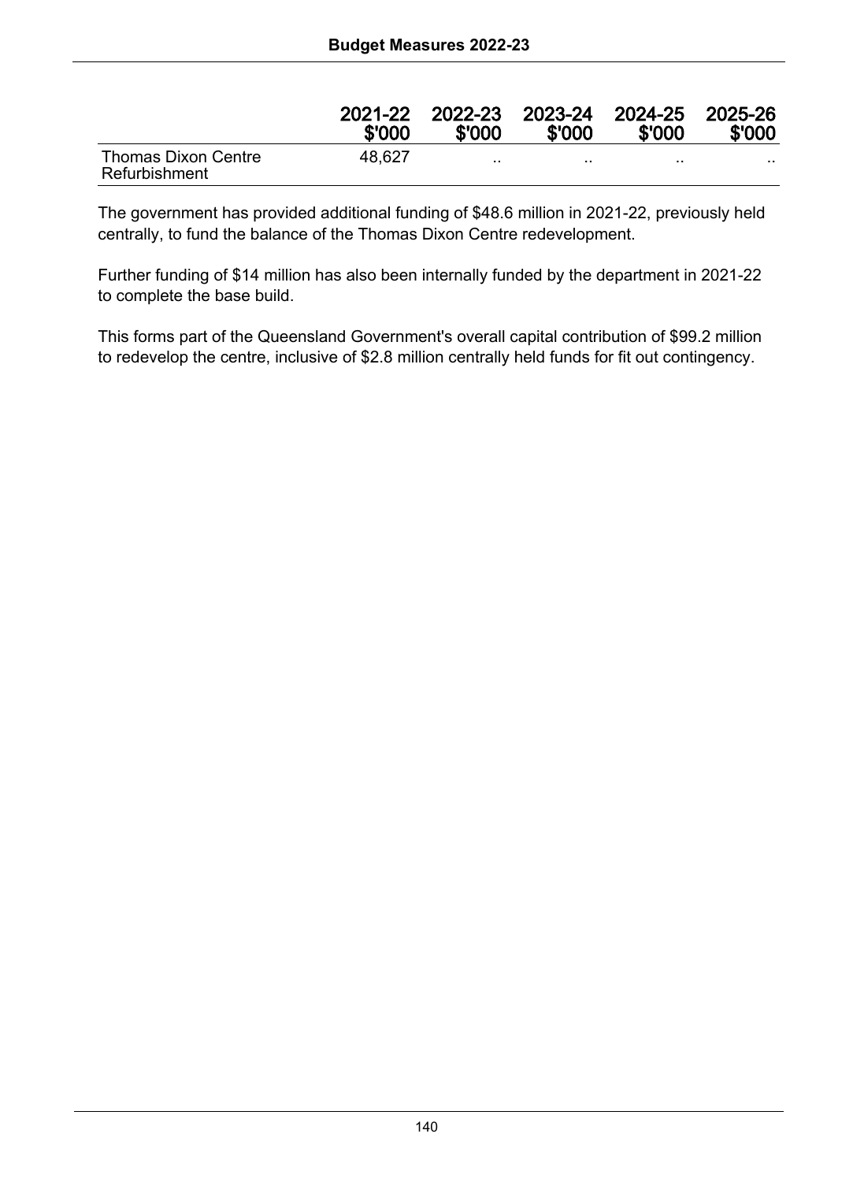| | 2021-22 $'000 | 2022-23 $'000 | 2023-24 $'000 | 2024-25 $'000 | 2025-26 $'000 |
|---|---|---|---|---|---|
| Thomas Dixon Centre Refurbishment | 48,627 | .. | .. | .. | .. |

The government has provided additional funding of $48.6 million in 2021-22, previously held centrally, to fund the balance of the Thomas Dixon Centre redevelopment.

Further funding of $14 million has also been internally funded by the department in 2021-22 to complete the base build.

This forms part of the Queensland Government's overall capital contribution of $99.2 million to redevelop the centre, inclusive of $2.8 million centrally held funds for fit out contingency.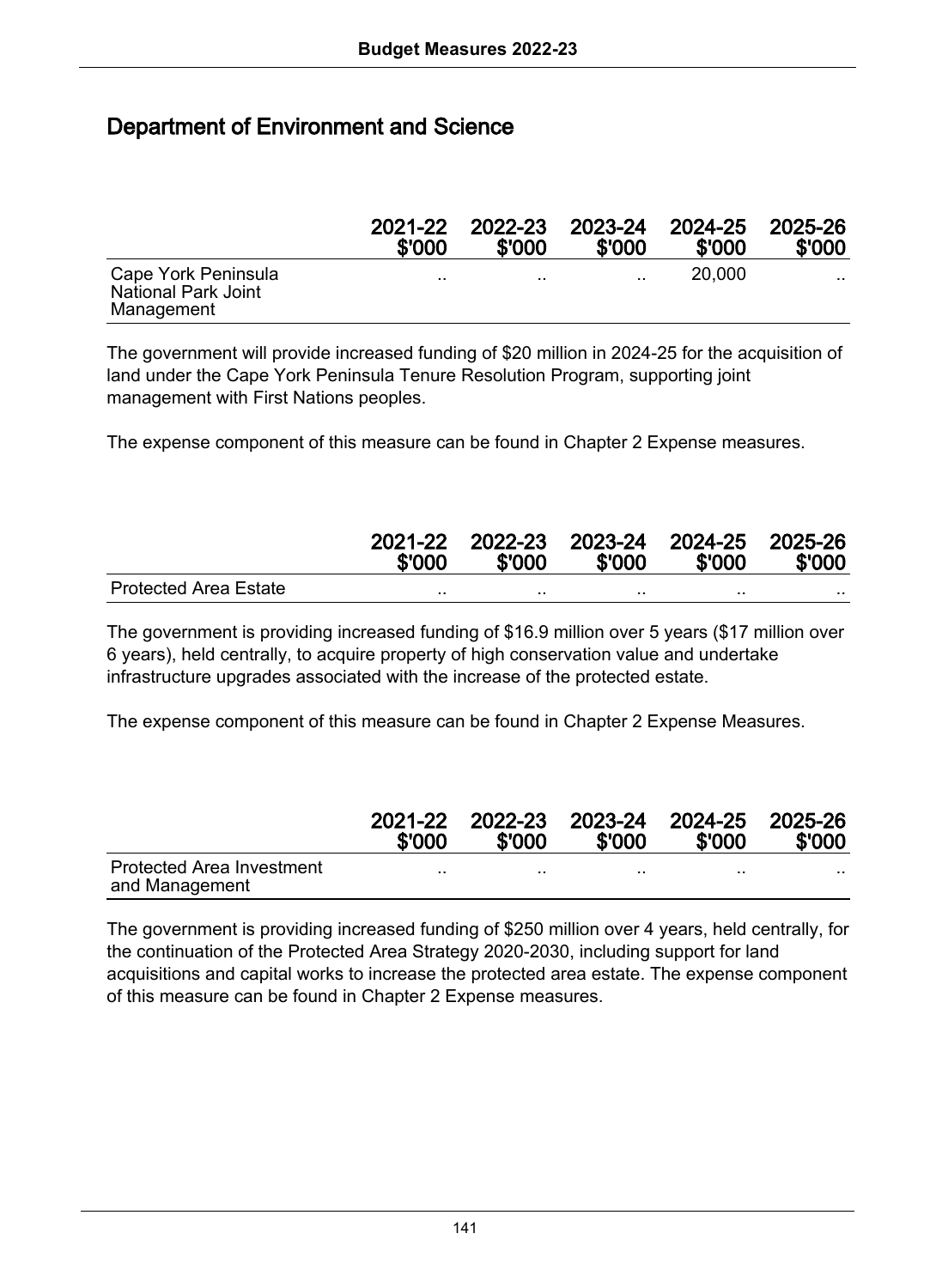## Department of Environment and Science

| | 2021-22 $'000 | 2022-23 $'000 | 2023-24 $'000 | 2024-25 $'000 | 2025-26 $'000 |
|---|---|---|---|---|---|
| Cape York Peninsula National Park Joint Management | .. | .. | .. | 20,000 | .. |

The government will provide increased funding of $20 million in 2024-25 for the acquisition of land under the Cape York Peninsula Tenure Resolution Program, supporting joint management with First Nations peoples.

The expense component of this measure can be found in Chapter 2 Expense measures.

| | 2021-22 $'000 | 2022-23 $'000 | 2023-24 $'000 | 2024-25 $'000 | 2025-26 $'000 |
|---|---|---|---|---|---|
| Protected Area Estate | .. | .. | .. | .. | .. |

The government is providing increased funding of $16.9 million over 5 years ($17 million over 6 years), held centrally, to acquire property of high conservation value and undertake infrastructure upgrades associated with the increase of the protected estate.

The expense component of this measure can be found in Chapter 2 Expense Measures.

| | 2021-22 $'000 | 2022-23 $'000 | 2023-24 $'000 | 2024-25 $'000 | 2025-26 $'000 |
|---|---|---|---|---|---|
| Protected Area Investment and Management | .. | .. | .. | .. | .. |

The government is providing increased funding of $250 million over 4 years, held centrally, for the continuation of the Protected Area Strategy 2020-2030, including support for land acquisitions and capital works to increase the protected area estate. The expense component of this measure can be found in Chapter 2 Expense measures.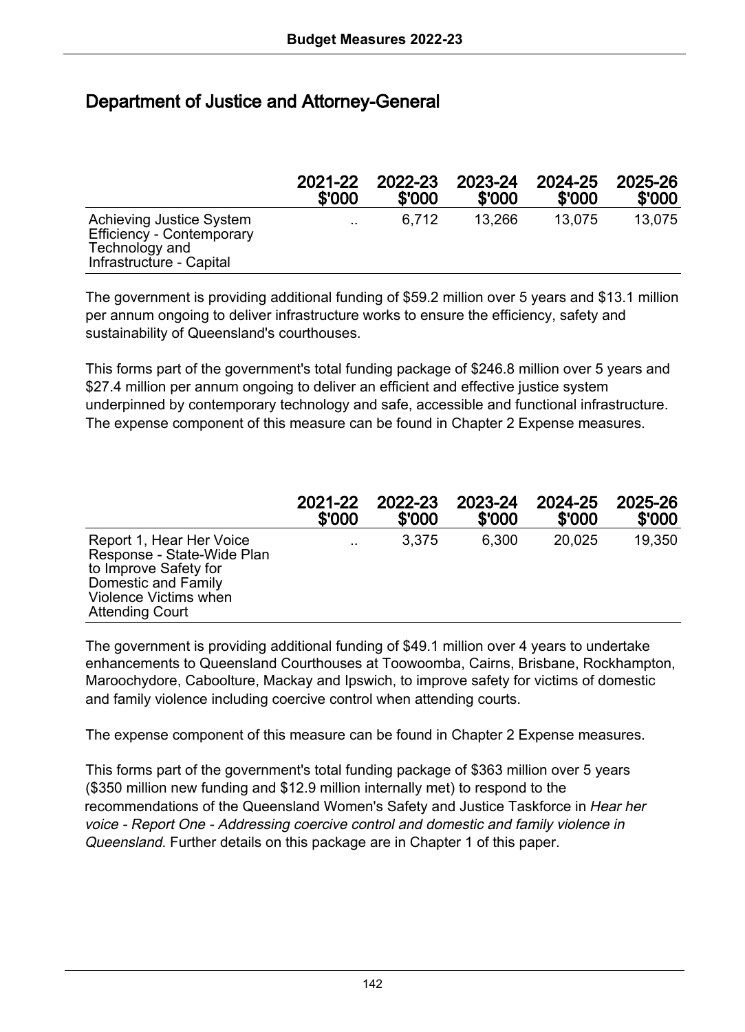## Department of Justice and Attorney-General

| | 2021-22 \$'000 | 2022-23 \$'000 | 2023-24 \$'000 | 2024-25 \$'000 | 2025-26 \$'000 |
|---|---|---|---|---|---|
| Achieving Justice System Efficiency - Contemporary Technology and Infrastructure - Capital | .. | 6,712 | 13,266 | 13,075 | 13,075 |

The government is providing additional funding of $59.2 million over 5 years and $13.1 million per annum ongoing to deliver infrastructure works to ensure the efficiency, safety and sustainability of Queensland's courthouses.

This forms part of the government's total funding package of $246.8 million over 5 years and $27.4 million per annum ongoing to deliver an efficient and effective justice system underpinned by contemporary technology and safe, accessible and functional infrastructure. The expense component of this measure can be found in Chapter 2 Expense measures.

| | 2021-22 \$'000 | 2022-23 \$'000 | 2023-24 \$'000 | 2024-25 \$'000 | 2025-26 \$'000 |
|---|---|---|---|---|---|
| Report 1, Hear Her Voice Response - State-Wide Plan to Improve Safety for Domestic and Family Violence Victims when Attending Court | .. | 3,375 | 6,300 | 20,025 | 19,350 |

The government is providing additional funding of $49.1 million over 4 years to undertake enhancements to Queensland Courthouses at Toowoomba, Cairns, Brisbane, Rockhampton, Maroochydore, Caboolture, Mackay and Ipswich, to improve safety for victims of domestic and family violence including coercive control when attending courts.

The expense component of this measure can be found in Chapter 2 Expense measures.

This forms part of the government's total funding package of $363 million over 5 years ($350 million new funding and $12.9 million internally met) to respond to the recommendations of the Queensland Women's Safety and Justice Taskforce in *Hear her voice - Report One - Addressing coercive control and domestic and family violence in Queensland*. Further details on this package are in Chapter 1 of this paper.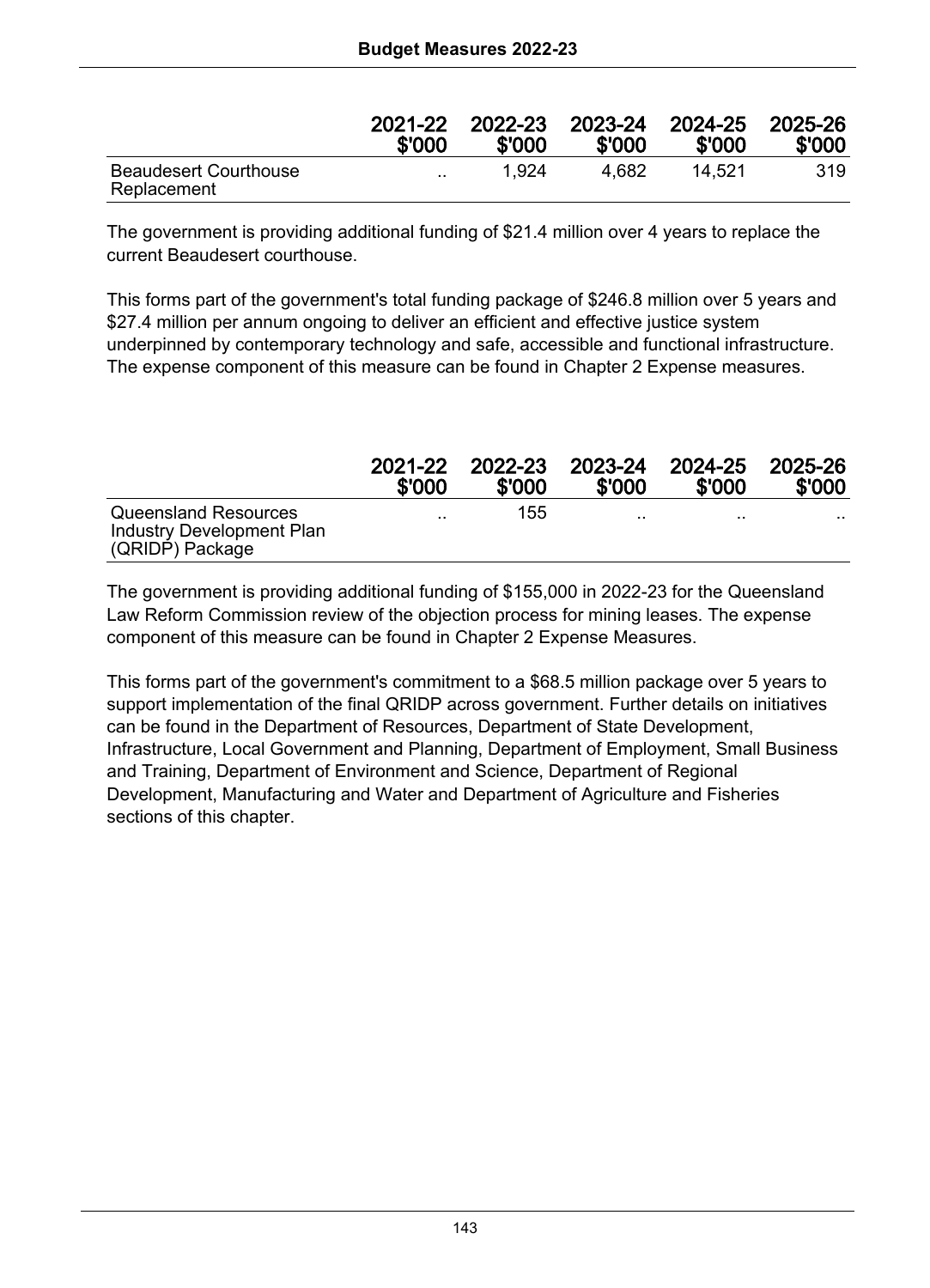|  | 2021-22 $'000 | 2022-23 $'000 | 2023-24 $'000 | 2024-25 $'000 | 2025-26 $'000 |
|---|---|---|---|---|---|
| Beaudesert Courthouse Replacement | .. | 1,924 | 4,682 | 14,521 | 319 |

The government is providing additional funding of $21.4 million over 4 years to replace the current Beaudesert courthouse.

This forms part of the government's total funding package of $246.8 million over 5 years and $27.4 million per annum ongoing to deliver an efficient and effective justice system underpinned by contemporary technology and safe, accessible and functional infrastructure. The expense component of this measure can be found in Chapter 2 Expense measures.

|  | 2021-22 $'000 | 2022-23 $'000 | 2023-24 $'000 | 2024-25 $'000 | 2025-26 $'000 |
|---|---|---|---|---|---|
| Queensland Resources Industry Development Plan (QRIDP) Package | .. | 155 | .. | .. | .. |

The government is providing additional funding of $155,000 in 2022-23 for the Queensland Law Reform Commission review of the objection process for mining leases. The expense component of this measure can be found in Chapter 2 Expense Measures.

This forms part of the government's commitment to a $68.5 million package over 5 years to support implementation of the final QRIDP across government. Further details on initiatives can be found in the Department of Resources, Department of State Development, Infrastructure, Local Government and Planning, Department of Employment, Small Business and Training, Department of Environment and Science, Department of Regional Development, Manufacturing and Water and Department of Agriculture and Fisheries sections of this chapter.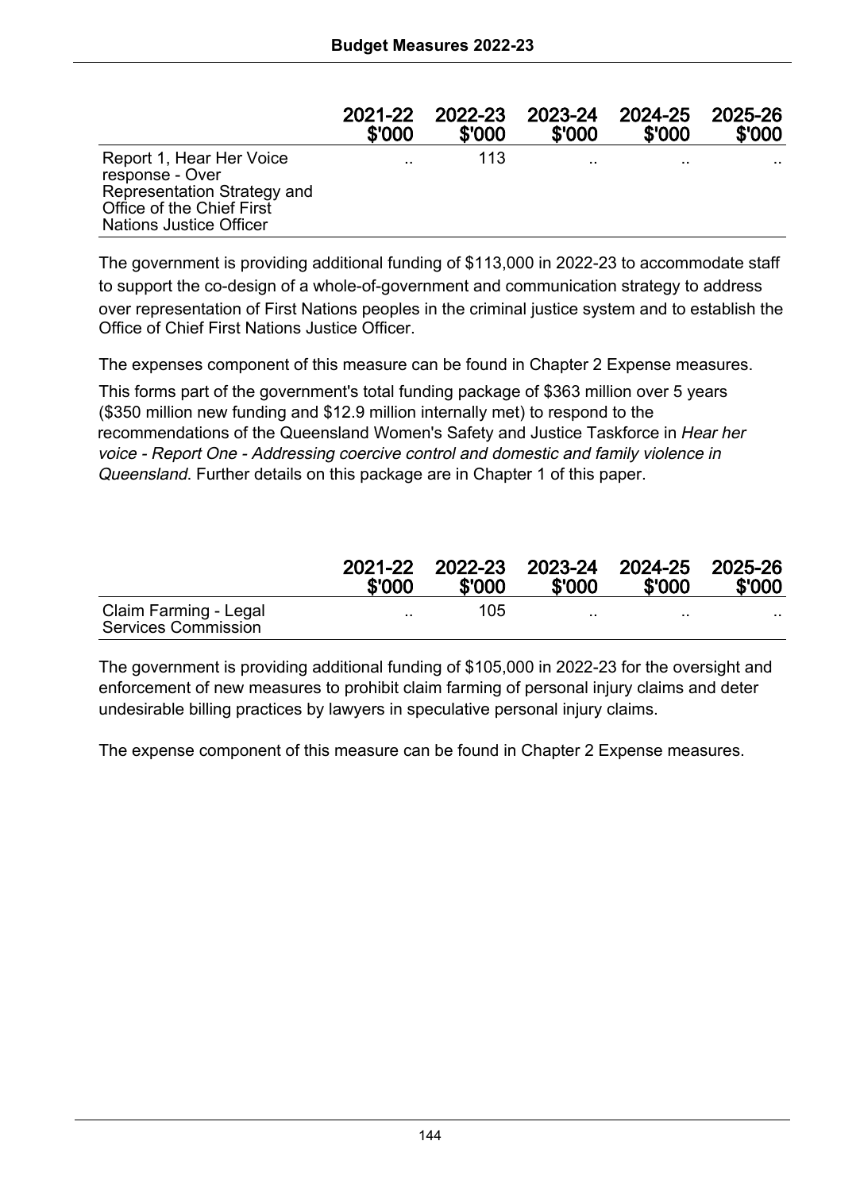| | 2021-22 $'000 | 2022-23 $'000 | 2023-24 $'000 | 2024-25 $'000 | 2025-26 $'000 |
|---|---|---|---|---|---|
| Report 1, Hear Her Voice response - Over Representation Strategy and Office of the Chief First Nations Justice Officer | .. | 113 | .. | .. | .. |

The government is providing additional funding of $113,000 in 2022-23 to accommodate staff to support the co-design of a whole-of-government and communication strategy to address over representation of First Nations peoples in the criminal justice system and to establish the Office of Chief First Nations Justice Officer.

The expenses component of this measure can be found in Chapter 2 Expense measures.

This forms part of the government's total funding package of $363 million over 5 years ($350 million new funding and $12.9 million internally met) to respond to the recommendations of the Queensland Women's Safety and Justice Taskforce in *Hear her voice - Report One - Addressing coercive control and domestic and family violence in Queensland*. Further details on this package are in Chapter 1 of this paper.

| | 2021-22 $'000 | 2022-23 $'000 | 2023-24 $'000 | 2024-25 $'000 | 2025-26 $'000 |
|---|---|---|---|---|---|
| Claim Farming - Legal Services Commission | .. | 105 | .. | .. | .. |

The government is providing additional funding of $105,000 in 2022-23 for the oversight and enforcement of new measures to prohibit claim farming of personal injury claims and deter undesirable billing practices by lawyers in speculative personal injury claims.

The expense component of this measure can be found in Chapter 2 Expense measures.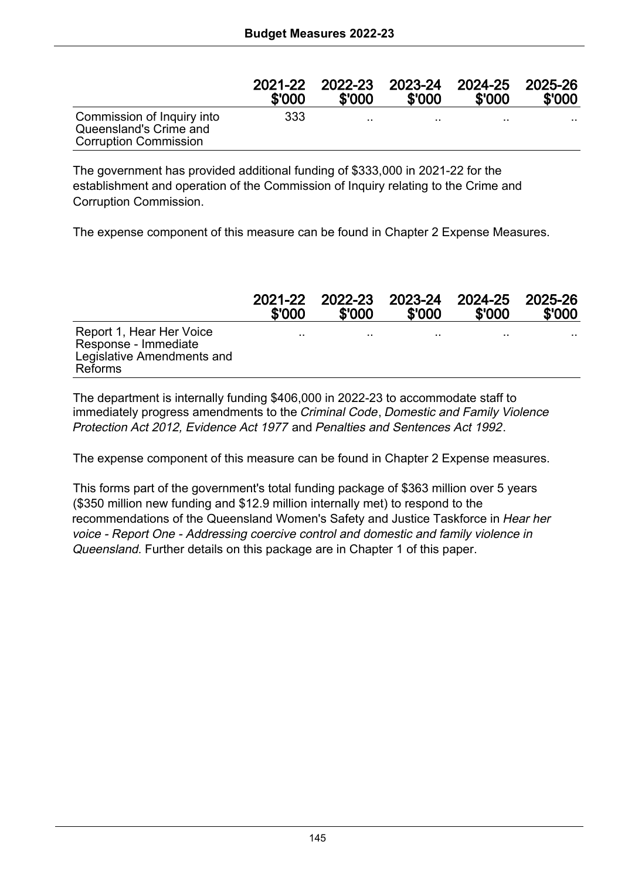| | 2021-22 $'000 | 2022-23 $'000 | 2023-24 $'000 | 2024-25 $'000 | 2025-26 $'000 |
|---|---|---|---|---|---|
| Commission of Inquiry into Queensland's Crime and Corruption Commission | 333 | .. | .. | .. | .. |

The government has provided additional funding of $333,000 in 2021-22 for the establishment and operation of the Commission of Inquiry relating to the Crime and Corruption Commission.

The expense component of this measure can be found in Chapter 2 Expense Measures.

| | 2021-22 $'000 | 2022-23 $'000 | 2023-24 $'000 | 2024-25 $'000 | 2025-26 $'000 |
|---|---|---|---|---|---|
| Report 1, Hear Her Voice Response - Immediate Legislative Amendments and Reforms | .. | .. | .. | .. | .. |

The department is internally funding $406,000 in 2022-23 to accommodate staff to immediately progress amendments to the *Criminal Code*, *Domestic and Family Violence Protection Act 2012, Evidence Act 1977* and *Penalties and Sentences Act 1992*.

The expense component of this measure can be found in Chapter 2 Expense measures.

This forms part of the government's total funding package of $363 million over 5 years ($350 million new funding and $12.9 million internally met) to respond to the recommendations of the Queensland Women's Safety and Justice Taskforce in *Hear her voice - Report One - Addressing coercive control and domestic and family violence in Queensland*. Further details on this package are in Chapter 1 of this paper.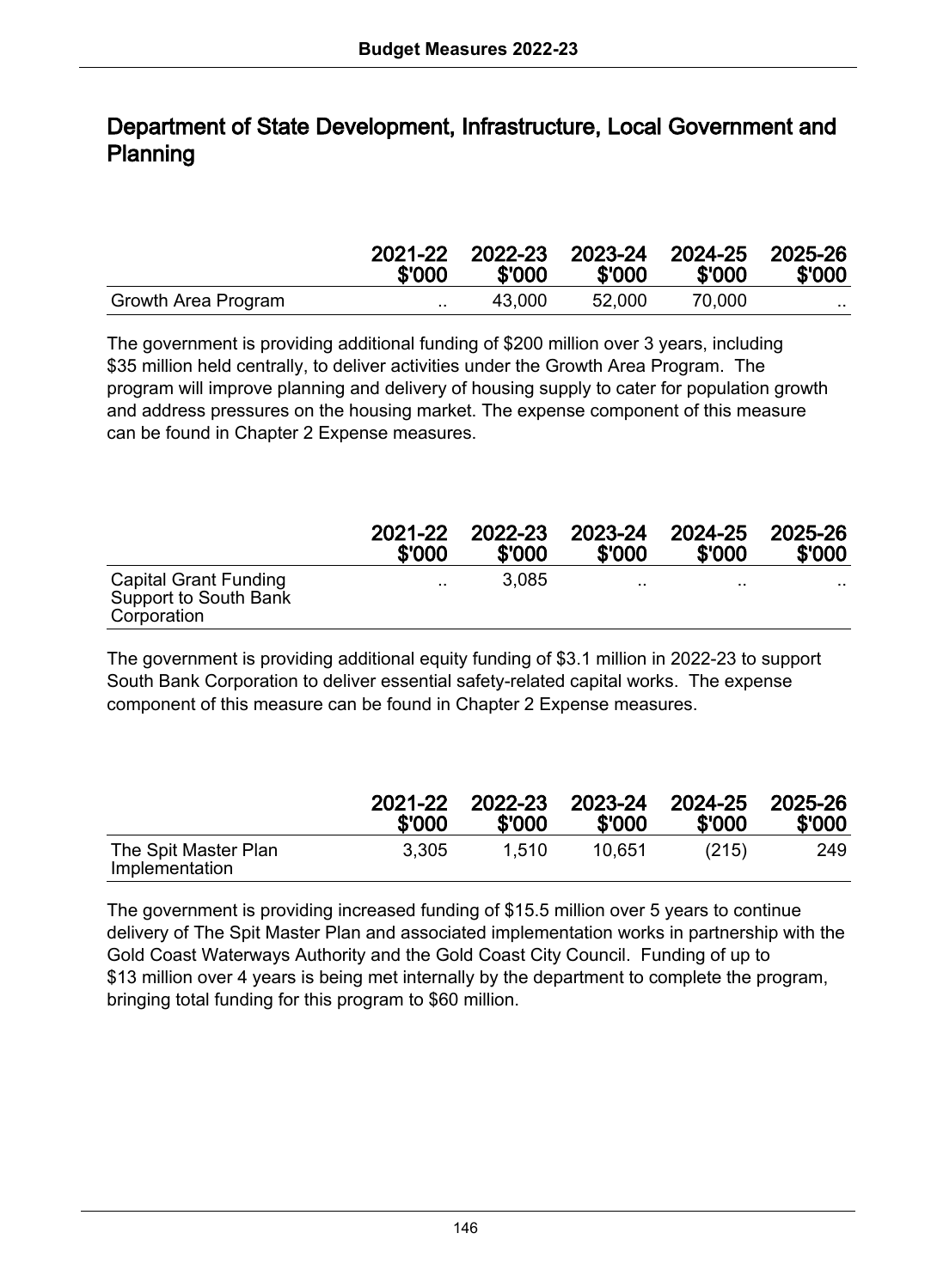## Department of State Development, Infrastructure, Local Government and Planning

| | 2021-22 \$'000 | 2022-23 \$'000 | 2023-24 \$'000 | 2024-25 \$'000 | 2025-26 \$'000 |
|---|---|---|---|---|---|
| Growth Area Program | .. | 43,000 | 52,000 | 70,000 | .. |

The government is providing additional funding of $200 million over 3 years, including $35 million held centrally, to deliver activities under the Growth Area Program. The program will improve planning and delivery of housing supply to cater for population growth and address pressures on the housing market. The expense component of this measure can be found in Chapter 2 Expense measures.

| | 2021-22 \$'000 | 2022-23 \$'000 | 2023-24 \$'000 | 2024-25 \$'000 | 2025-26 \$'000 |
|---|---|---|---|---|---|
| Capital Grant Funding Support to South Bank Corporation | .. | 3,085 | .. | .. | .. |

The government is providing additional equity funding of $3.1 million in 2022-23 to support South Bank Corporation to deliver essential safety-related capital works. The expense component of this measure can be found in Chapter 2 Expense measures.

| | 2021-22 \$'000 | 2022-23 \$'000 | 2023-24 \$'000 | 2024-25 \$'000 | 2025-26 \$'000 |
|---|---|---|---|---|---|
| The Spit Master Plan Implementation | 3,305 | 1,510 | 10,651 | (215) | 249 |

The government is providing increased funding of $15.5 million over 5 years to continue delivery of The Spit Master Plan and associated implementation works in partnership with the Gold Coast Waterways Authority and the Gold Coast City Council. Funding of up to $13 million over 4 years is being met internally by the department to complete the program, bringing total funding for this program to $60 million.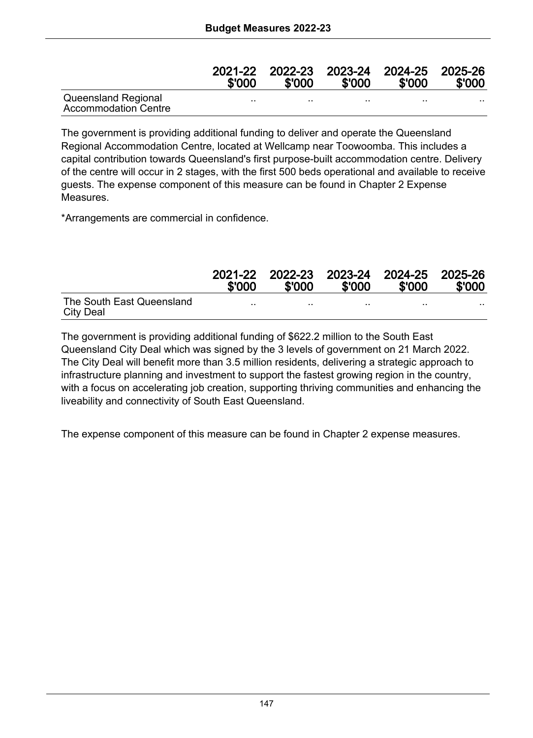| | 2021-22 \$'000 | 2022-23 \$'000 | 2023-24 \$'000 | 2024-25 \$'000 | 2025-26 \$'000 |
|---|---|---|---|---|---|
| Queensland Regional Accommodation Centre | .. | .. | .. | .. | .. |

The government is providing additional funding to deliver and operate the Queensland Regional Accommodation Centre, located at Wellcamp near Toowoomba. This includes a capital contribution towards Queensland's first purpose-built accommodation centre. Delivery of the centre will occur in 2 stages, with the first 500 beds operational and available to receive guests. The expense component of this measure can be found in Chapter 2 Expense Measures.

*Arrangements are commercial in confidence.

| | 2021-22 \$'000 | 2022-23 \$'000 | 2023-24 \$'000 | 2024-25 \$'000 | 2025-26 \$'000 |
|---|---|---|---|---|---|
| The South East Queensland City Deal | .. | .. | .. | .. | .. |

The government is providing additional funding of \$622.2 million to the South East Queensland City Deal which was signed by the 3 levels of government on 21 March 2022. The City Deal will benefit more than 3.5 million residents, delivering a strategic approach to infrastructure planning and investment to support the fastest growing region in the country, with a focus on accelerating job creation, supporting thriving communities and enhancing the liveability and connectivity of South East Queensland.

The expense component of this measure can be found in Chapter 2 expense measures.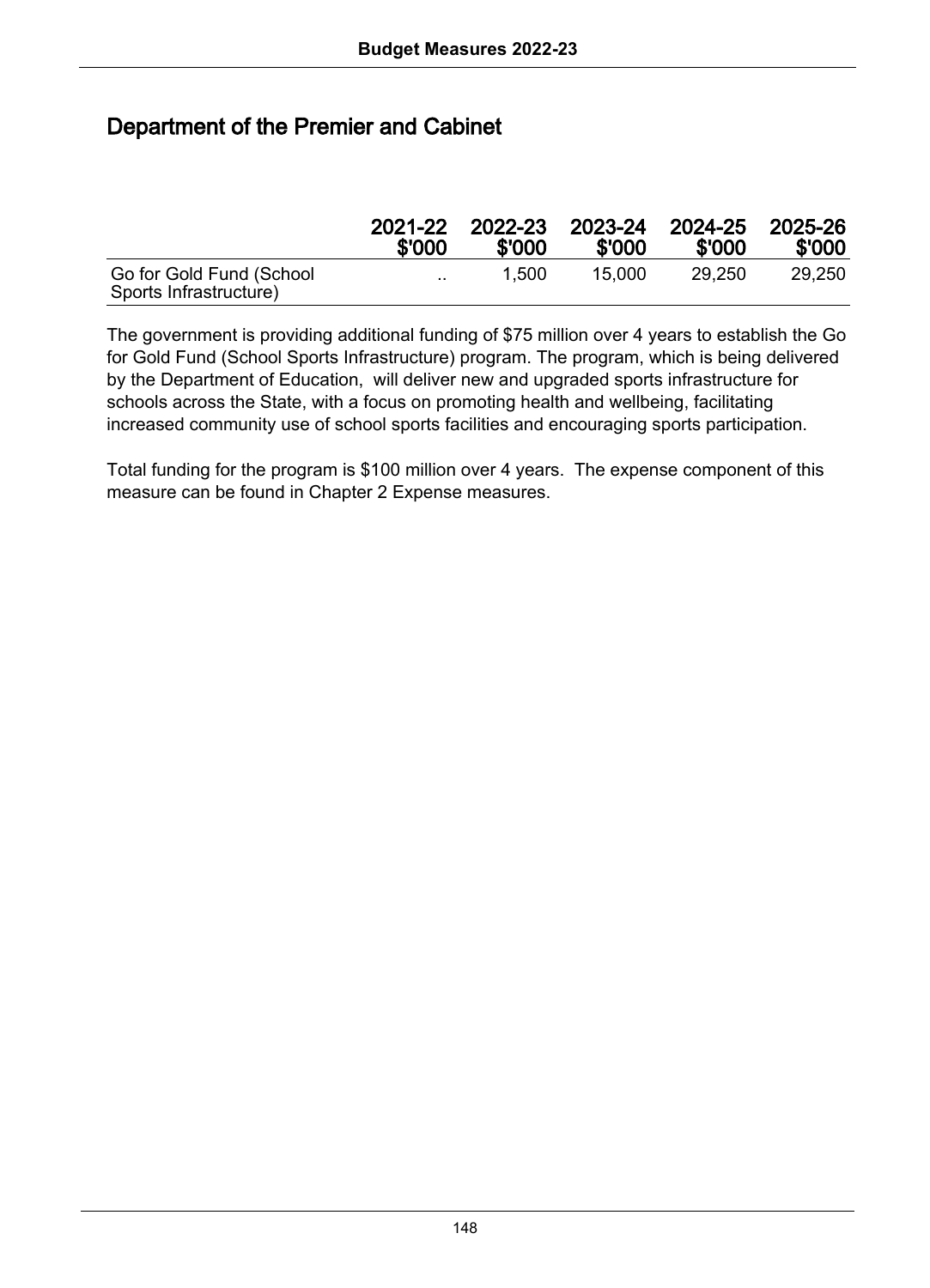## Department of the Premier and Cabinet

| | 2021-22 $'000 | 2022-23 $'000 | 2023-24 $'000 | 2024-25 $'000 | 2025-26 $'000 |
|---|---|---|---|---|---|
| Go for Gold Fund (School Sports Infrastructure) | .. | 1,500 | 15,000 | 29,250 | 29,250 |

The government is providing additional funding of $75 million over 4 years to establish the Go for Gold Fund (School Sports Infrastructure) program. The program, which is being delivered by the Department of Education, will deliver new and upgraded sports infrastructure for schools across the State, with a focus on promoting health and wellbeing, facilitating increased community use of school sports facilities and encouraging sports participation.

Total funding for the program is $100 million over 4 years. The expense component of this measure can be found in Chapter 2 Expense measures.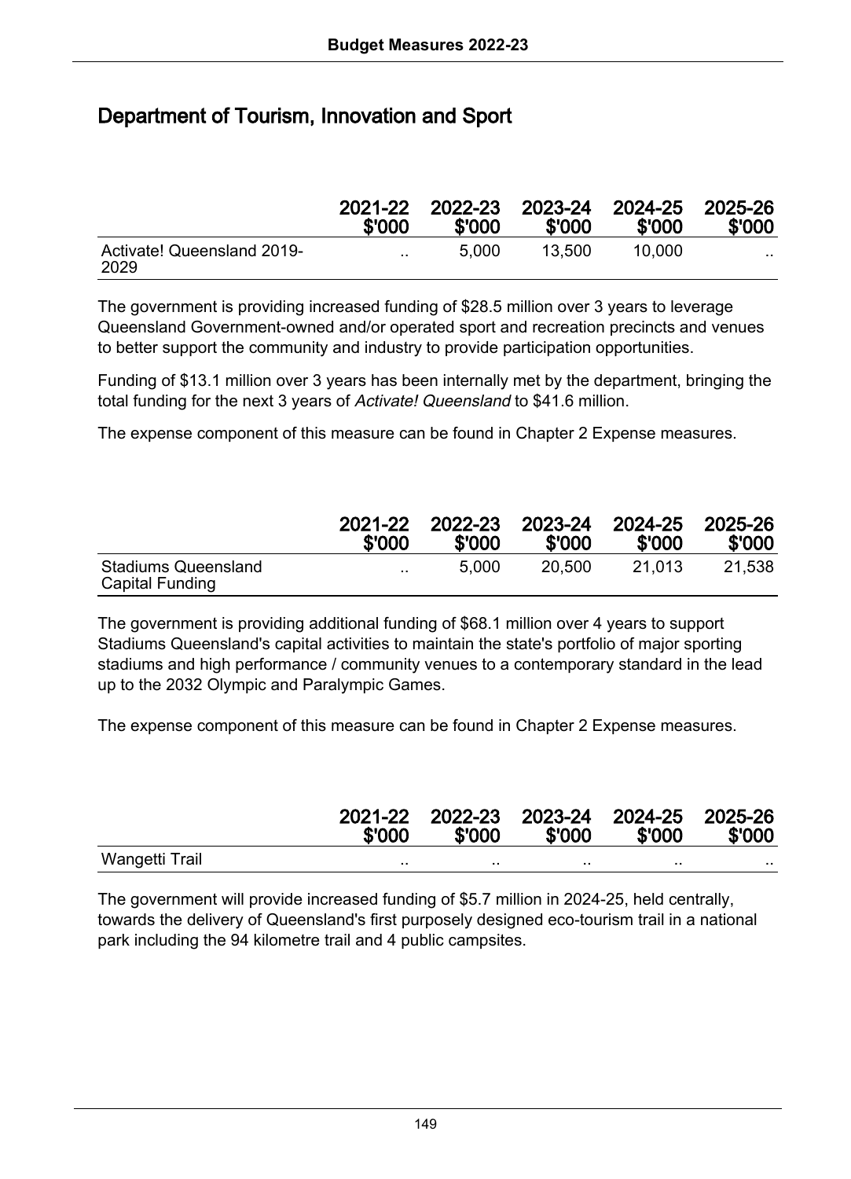## Department of Tourism, Innovation and Sport

| | 2021-22 $'000 | 2022-23 $'000 | 2023-24 $'000 | 2024-25 $'000 | 2025-26 $'000 |
|---|---|---|---|---|---|
| Activate! Queensland 2019-2029 | .. | 5,000 | 13,500 | 10,000 | .. |

The government is providing increased funding of $28.5 million over 3 years to leverage Queensland Government-owned and/or operated sport and recreation precincts and venues to better support the community and industry to provide participation opportunities.

Funding of $13.1 million over 3 years has been internally met by the department, bringing the total funding for the next 3 years of *Activate! Queensland* to $41.6 million.

The expense component of this measure can be found in Chapter 2 Expense measures.

| | 2021-22 $'000 | 2022-23 $'000 | 2023-24 $'000 | 2024-25 $'000 | 2025-26 $'000 |
|---|---|---|---|---|---|
| Stadiums Queensland Capital Funding | .. | 5,000 | 20,500 | 21,013 | 21,538 |

The government is providing additional funding of $68.1 million over 4 years to support Stadiums Queensland's capital activities to maintain the state's portfolio of major sporting stadiums and high performance / community venues to a contemporary standard in the lead up to the 2032 Olympic and Paralympic Games.

The expense component of this measure can be found in Chapter 2 Expense measures.

| | 2021-22 $'000 | 2022-23 $'000 | 2023-24 $'000 | 2024-25 $'000 | 2025-26 $'000 |
|---|---|---|---|---|---|
| Wangetti Trail | .. | .. | .. | .. | .. |

The government will provide increased funding of $5.7 million in 2024-25, held centrally, towards the delivery of Queensland's first purposely designed eco-tourism trail in a national park including the 94 kilometre trail and 4 public campsites.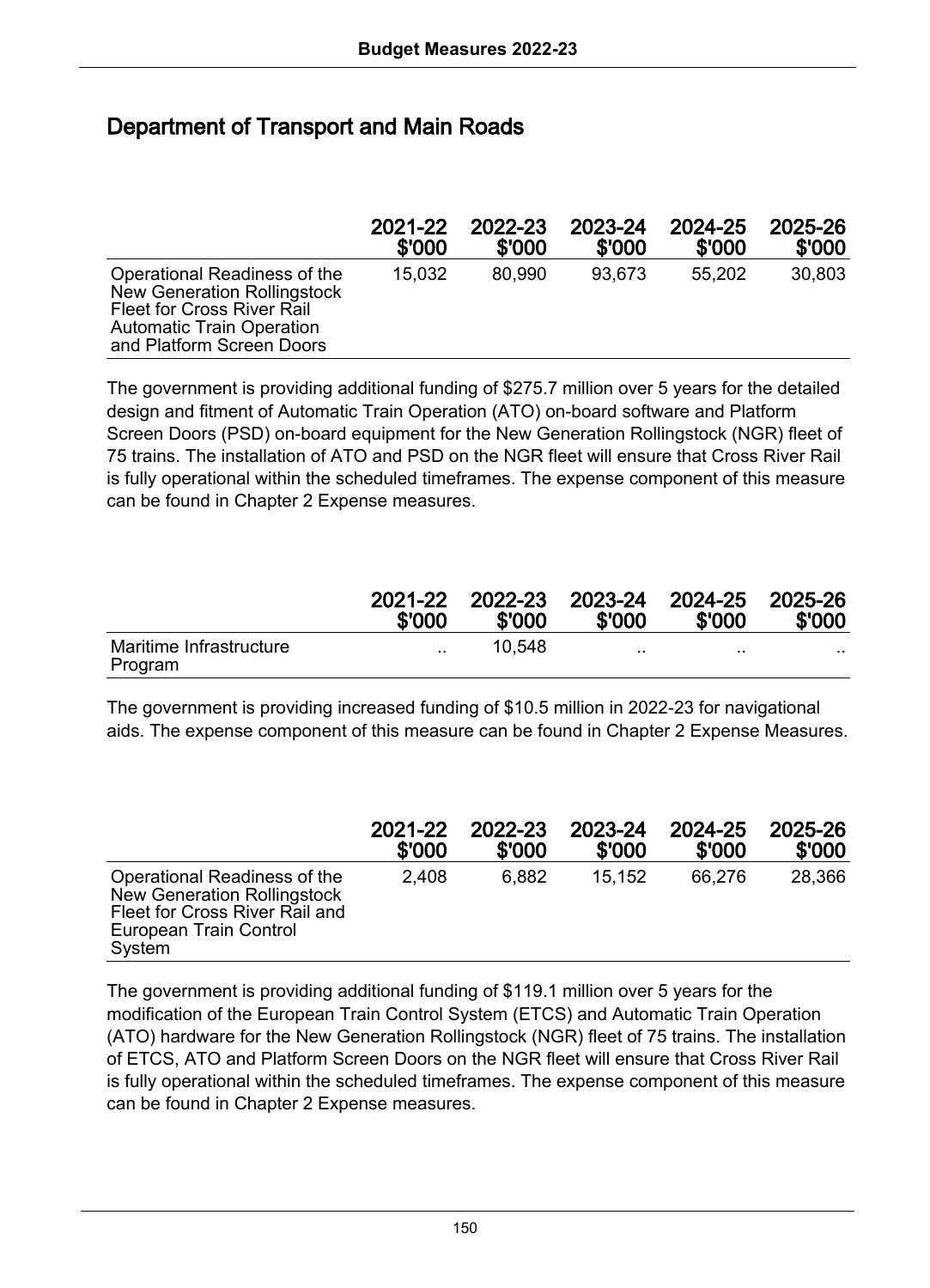## Department of Transport and Main Roads

| | 2021-22 $'000 | 2022-23 $'000 | 2023-24 $'000 | 2024-25 $'000 | 2025-26 $'000 |
|---|---|---|---|---|---|
| Operational Readiness of the New Generation Rollingstock Fleet for Cross River Rail Automatic Train Operation and Platform Screen Doors | 15,032 | 80,990 | 93,673 | 55,202 | 30,803 |

The government is providing additional funding of $275.7 million over 5 years for the detailed design and fitment of Automatic Train Operation (ATO) on-board software and Platform Screen Doors (PSD) on-board equipment for the New Generation Rollingstock (NGR) fleet of 75 trains. The installation of ATO and PSD on the NGR fleet will ensure that Cross River Rail is fully operational within the scheduled timeframes. The expense component of this measure can be found in Chapter 2 Expense measures.

| | 2021-22 $'000 | 2022-23 $'000 | 2023-24 $'000 | 2024-25 $'000 | 2025-26 $'000 |
|---|---|---|---|---|---|
| Maritime Infrastructure Program | .. | 10,548 | .. | .. | .. |

The government is providing increased funding of $10.5 million in 2022-23 for navigational aids. The expense component of this measure can be found in Chapter 2 Expense Measures.

| | 2021-22 $'000 | 2022-23 $'000 | 2023-24 $'000 | 2024-25 $'000 | 2025-26 $'000 |
|---|---|---|---|---|---|
| Operational Readiness of the New Generation Rollingstock Fleet for Cross River Rail and European Train Control System | 2,408 | 6,882 | 15,152 | 66,276 | 28,366 |

The government is providing additional funding of $119.1 million over 5 years for the modification of the European Train Control System (ETCS) and Automatic Train Operation (ATO) hardware for the New Generation Rollingstock (NGR) fleet of 75 trains. The installation of ETCS, ATO and Platform Screen Doors on the NGR fleet will ensure that Cross River Rail is fully operational within the scheduled timeframes. The expense component of this measure can be found in Chapter 2 Expense measures.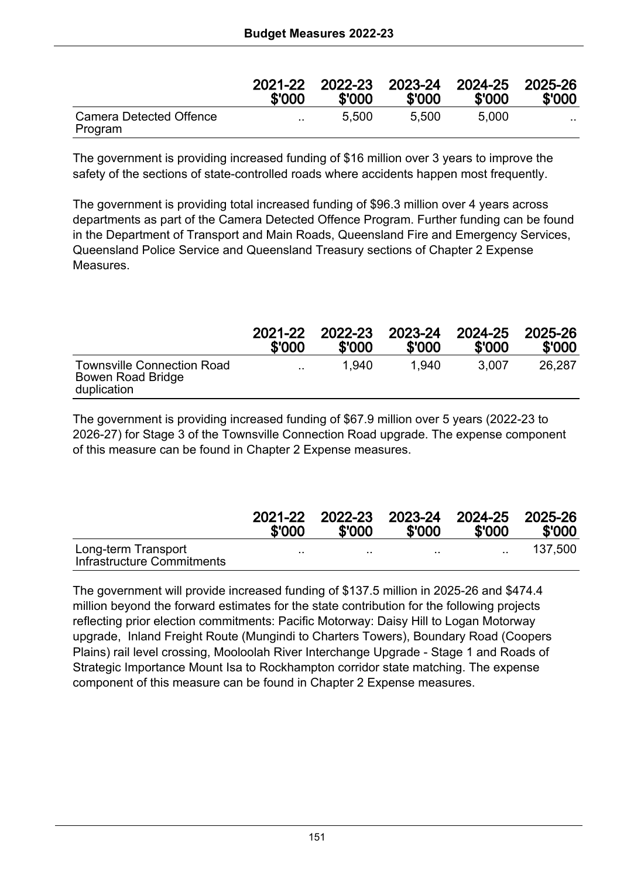| | 2021-22 $'000 | 2022-23 $'000 | 2023-24 $'000 | 2024-25 $'000 | 2025-26 $'000 |
|---|---|---|---|---|---|
| Camera Detected Offence Program | .. | 5,500 | 5,500 | 5,000 | .. |

The government is providing increased funding of $16 million over 3 years to improve the safety of the sections of state-controlled roads where accidents happen most frequently.

The government is providing total increased funding of $96.3 million over 4 years across departments as part of the Camera Detected Offence Program. Further funding can be found in the Department of Transport and Main Roads, Queensland Fire and Emergency Services, Queensland Police Service and Queensland Treasury sections of Chapter 2 Expense Measures.

| | 2021-22 $'000 | 2022-23 $'000 | 2023-24 $'000 | 2024-25 $'000 | 2025-26 $'000 |
|---|---|---|---|---|---|
| Townsville Connection Road Bowen Road Bridge duplication | .. | 1,940 | 1,940 | 3,007 | 26,287 |

The government is providing increased funding of $67.9 million over 5 years (2022-23 to 2026-27) for Stage 3 of the Townsville Connection Road upgrade. The expense component of this measure can be found in Chapter 2 Expense measures.

| | 2021-22 $'000 | 2022-23 $'000 | 2023-24 $'000 | 2024-25 $'000 | 2025-26 $'000 |
|---|---|---|---|---|---|
| Long-term Transport Infrastructure Commitments | .. | .. | .. | .. | 137,500 |

The government will provide increased funding of $137.5 million in 2025-26 and $474.4 million beyond the forward estimates for the state contribution for the following projects reflecting prior election commitments: Pacific Motorway: Daisy Hill to Logan Motorway upgrade, Inland Freight Route (Mungindi to Charters Towers), Boundary Road (Coopers Plains) rail level crossing, Mooloolah River Interchange Upgrade - Stage 1 and Roads of Strategic Importance Mount Isa to Rockhampton corridor state matching. The expense component of this measure can be found in Chapter 2 Expense measures.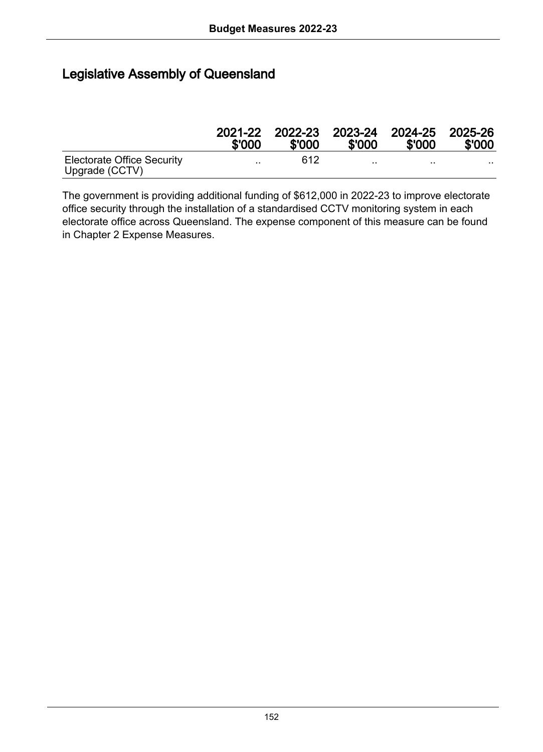## Legislative Assembly of Queensland

| | 2021-22 $'000 | 2022-23 $'000 | 2023-24 $'000 | 2024-25 $'000 | 2025-26 $'000 |
|---|---|---|---|---|---|
| Electorate Office Security Upgrade (CCTV) | .. | 612 | .. | .. | .. |

The government is providing additional funding of $612,000 in 2022-23 to improve electorate office security through the installation of a standardised CCTV monitoring system in each electorate office across Queensland. The expense component of this measure can be found in Chapter 2 Expense Measures.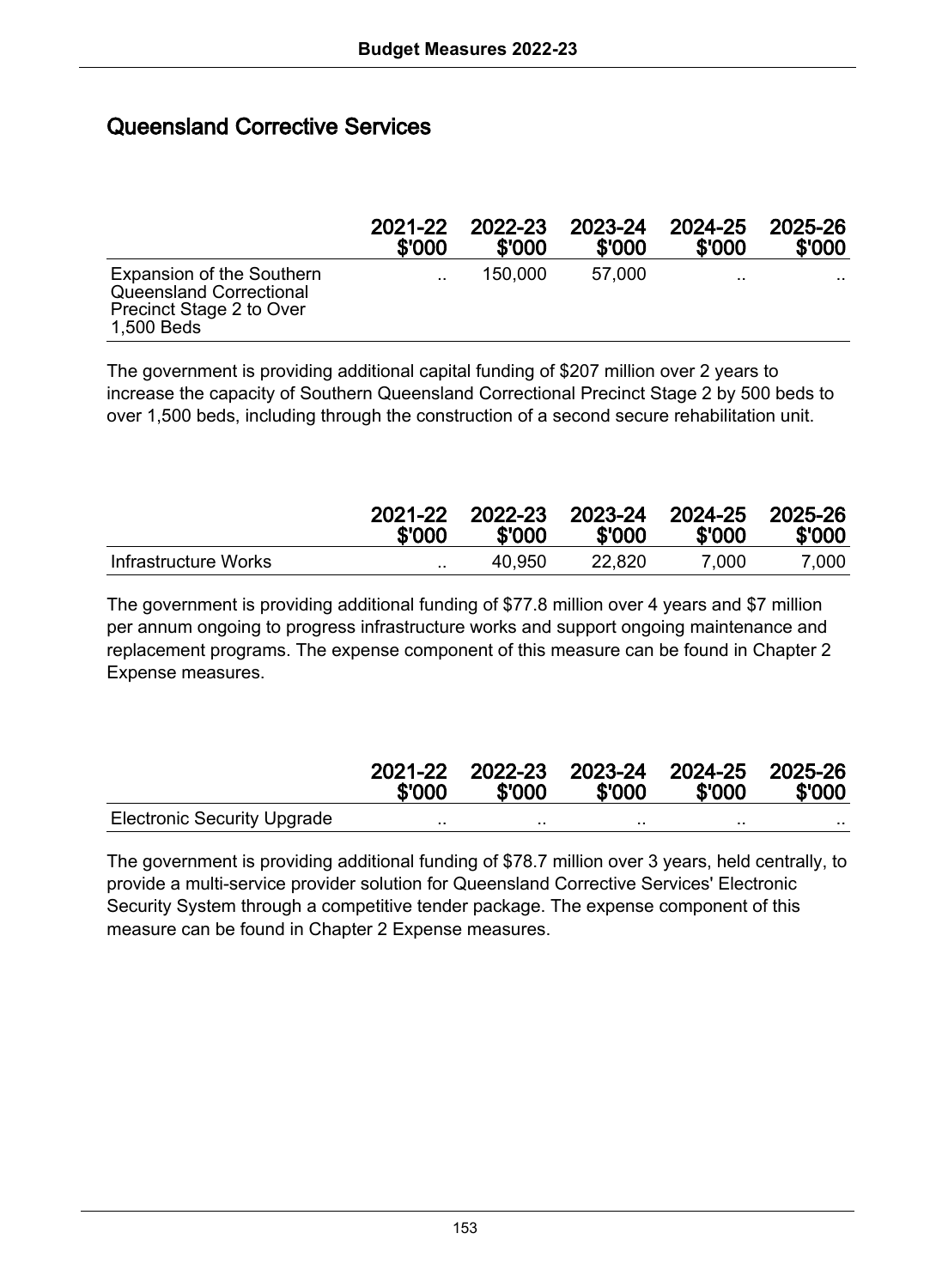## Queensland Corrective Services

| | 2021-22 $'000 | 2022-23 $'000 | 2023-24 $'000 | 2024-25 $'000 | 2025-26 $'000 |
|---|---|---|---|---|---|
| Expansion of the Southern Queensland Correctional Precinct Stage 2 to Over 1,500 Beds | .. | 150,000 | 57,000 | .. | .. |

The government is providing additional capital funding of $207 million over 2 years to increase the capacity of Southern Queensland Correctional Precinct Stage 2 by 500 beds to over 1,500 beds, including through the construction of a second secure rehabilitation unit.

| | 2021-22 $'000 | 2022-23 $'000 | 2023-24 $'000 | 2024-25 $'000 | 2025-26 $'000 |
|---|---|---|---|---|---|
| Infrastructure Works | .. | 40,950 | 22,820 | 7,000 | 7,000 |

The government is providing additional funding of $77.8 million over 4 years and $7 million per annum ongoing to progress infrastructure works and support ongoing maintenance and replacement programs. The expense component of this measure can be found in Chapter 2 Expense measures.

| | 2021-22 $'000 | 2022-23 $'000 | 2023-24 $'000 | 2024-25 $'000 | 2025-26 $'000 |
|---|---|---|---|---|---|
| Electronic Security Upgrade | .. | .. | .. | .. | .. |

The government is providing additional funding of $78.7 million over 3 years, held centrally, to provide a multi-service provider solution for Queensland Corrective Services' Electronic Security System through a competitive tender package. The expense component of this measure can be found in Chapter 2 Expense measures.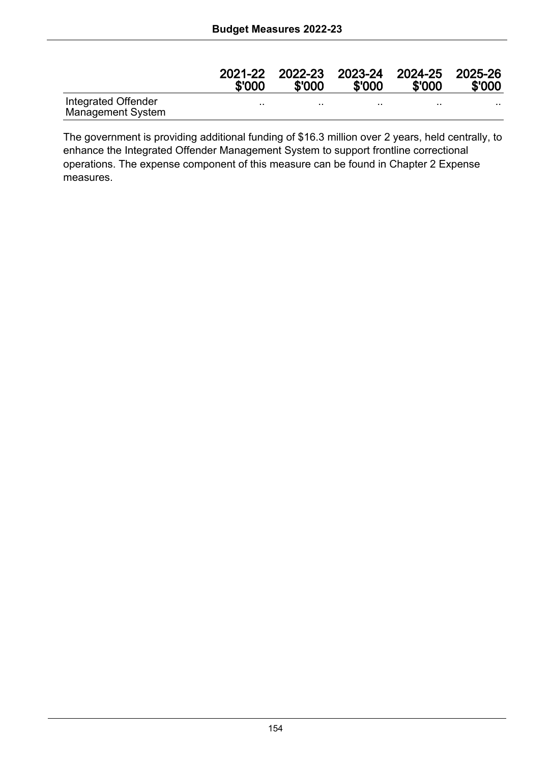| | 2021-22 $'000 | 2022-23 $'000 | 2023-24 $'000 | 2024-25 $'000 | 2025-26 $'000 |
|---|---|---|---|---|---|
| Integrated Offender Management System | .. | .. | .. | .. | .. |

The government is providing additional funding of $16.3 million over 2 years, held centrally, to enhance the Integrated Offender Management System to support frontline correctional operations. The expense component of this measure can be found in Chapter 2 Expense measures.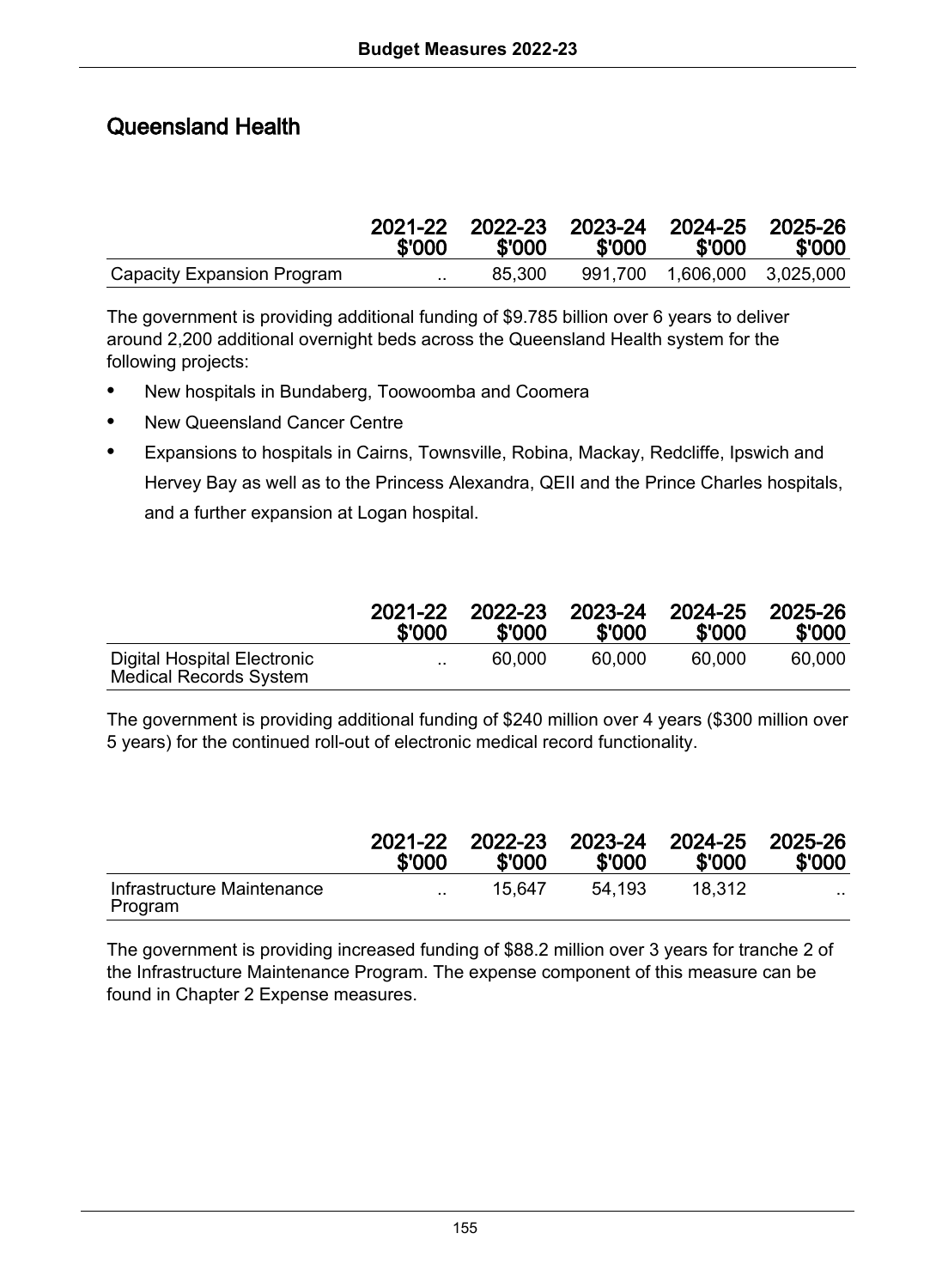## Queensland Health

| | 2021-22 $'000 | 2022-23 $'000 | 2023-24 $'000 | 2024-25 $'000 | 2025-26 $'000 |
|---|---|---|---|---|---|
| Capacity Expansion Program | .. | 85,300 | 991,700 | 1,606,000 | 3,025,000 |

The government is providing additional funding of $9.785 billion over 6 years to deliver around 2,200 additional overnight beds across the Queensland Health system for the following projects:

- New hospitals in Bundaberg, Toowoomba and Coomera
- New Queensland Cancer Centre
- Expansions to hospitals in Cairns, Townsville, Robina, Mackay, Redcliffe, Ipswich and Hervey Bay as well as to the Princess Alexandra, QEII and the Prince Charles hospitals, and a further expansion at Logan hospital.

| | 2021-22 $'000 | 2022-23 $'000 | 2023-24 $'000 | 2024-25 $'000 | 2025-26 $'000 |
|---|---|---|---|---|---|
| Digital Hospital Electronic Medical Records System | .. | 60,000 | 60,000 | 60,000 | 60,000 |

The government is providing additional funding of $240 million over 4 years ($300 million over 5 years) for the continued roll-out of electronic medical record functionality.

| | 2021-22 $'000 | 2022-23 $'000 | 2023-24 $'000 | 2024-25 $'000 | 2025-26 $'000 |
|---|---|---|---|---|---|
| Infrastructure Maintenance Program | .. | 15,647 | 54,193 | 18,312 | .. |

The government is providing increased funding of $88.2 million over 3 years for tranche 2 of the Infrastructure Maintenance Program. The expense component of this measure can be found in Chapter 2 Expense measures.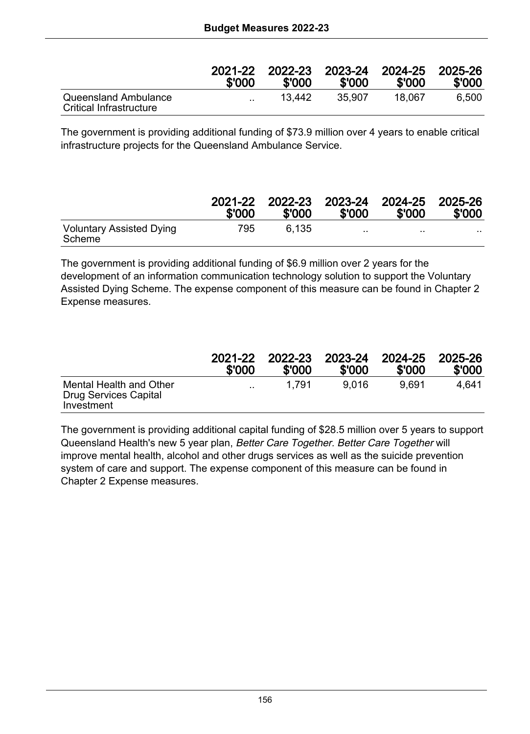| | 2021-22 $'000 | 2022-23 $'000 | 2023-24 $'000 | 2024-25 $'000 | 2025-26 $'000 |
|---|---|---|---|---|---|
| Queensland Ambulance Critical Infrastructure | .. | 13,442 | 35,907 | 18,067 | 6,500 |

The government is providing additional funding of $73.9 million over 4 years to enable critical infrastructure projects for the Queensland Ambulance Service.

| | 2021-22 $'000 | 2022-23 $'000 | 2023-24 $'000 | 2024-25 $'000 | 2025-26 $'000 |
|---|---|---|---|---|---|
| Voluntary Assisted Dying Scheme | 795 | 6,135 | .. | .. | .. |

The government is providing additional funding of $6.9 million over 2 years for the development of an information communication technology solution to support the Voluntary Assisted Dying Scheme. The expense component of this measure can be found in Chapter 2 Expense measures.

| | 2021-22 $'000 | 2022-23 $'000 | 2023-24 $'000 | 2024-25 $'000 | 2025-26 $'000 |
|---|---|---|---|---|---|
| Mental Health and Other Drug Services Capital Investment | .. | 1,791 | 9,016 | 9,691 | 4,641 |

The government is providing additional capital funding of $28.5 million over 5 years to support Queensland Health's new 5 year plan, *Better Care Together. Better Care Together* will improve mental health, alcohol and other drugs services as well as the suicide prevention system of care and support. The expense component of this measure can be found in Chapter 2 Expense measures.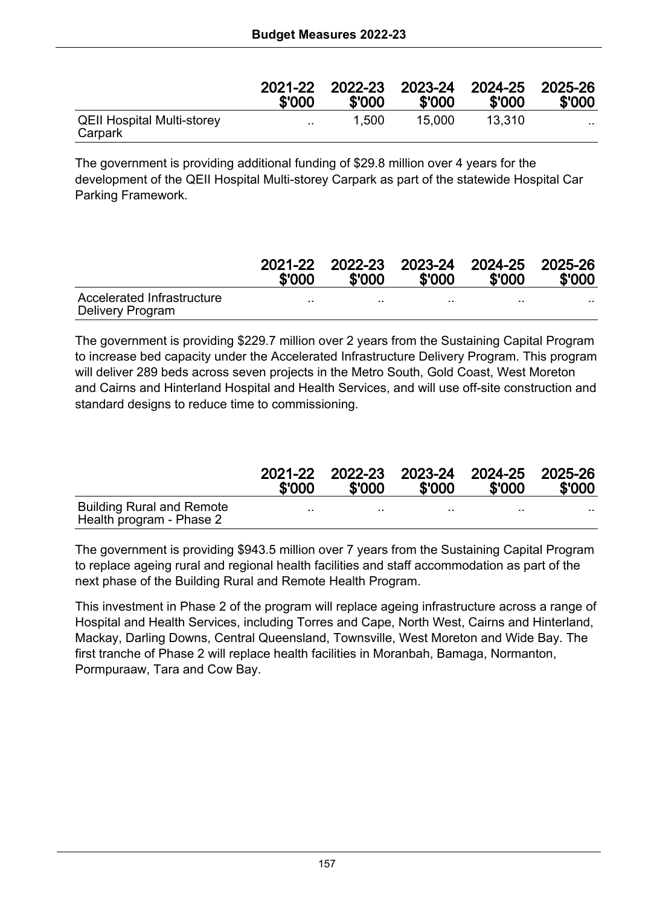| | 2021-22 $'000 | 2022-23 $'000 | 2023-24 $'000 | 2024-25 $'000 | 2025-26 $'000 |
|---|---|---|---|---|---|
| QEII Hospital Multi-storey Carpark | .. | 1,500 | 15,000 | 13,310 | .. |

The government is providing additional funding of $29.8 million over 4 years for the development of the QEII Hospital Multi-storey Carpark as part of the statewide Hospital Car Parking Framework.

| | 2021-22 $'000 | 2022-23 $'000 | 2023-24 $'000 | 2024-25 $'000 | 2025-26 $'000 |
|---|---|---|---|---|---|
| Accelerated Infrastructure Delivery Program | .. | .. | .. | .. | .. |

The government is providing $229.7 million over 2 years from the Sustaining Capital Program to increase bed capacity under the Accelerated Infrastructure Delivery Program. This program will deliver 289 beds across seven projects in the Metro South, Gold Coast, West Moreton and Cairns and Hinterland Hospital and Health Services, and will use off-site construction and standard designs to reduce time to commissioning.

| | 2021-22 $'000 | 2022-23 $'000 | 2023-24 $'000 | 2024-25 $'000 | 2025-26 $'000 |
|---|---|---|---|---|---|
| Building Rural and Remote Health program - Phase 2 | .. | .. | .. | .. | .. |

The government is providing $943.5 million over 7 years from the Sustaining Capital Program to replace ageing rural and regional health facilities and staff accommodation as part of the next phase of the Building Rural and Remote Health Program.

This investment in Phase 2 of the program will replace ageing infrastructure across a range of Hospital and Health Services, including Torres and Cape, North West, Cairns and Hinterland, Mackay, Darling Downs, Central Queensland, Townsville, West Moreton and Wide Bay. The first tranche of Phase 2 will replace health facilities in Moranbah, Bamaga, Normanton, Pormpuraaw, Tara and Cow Bay.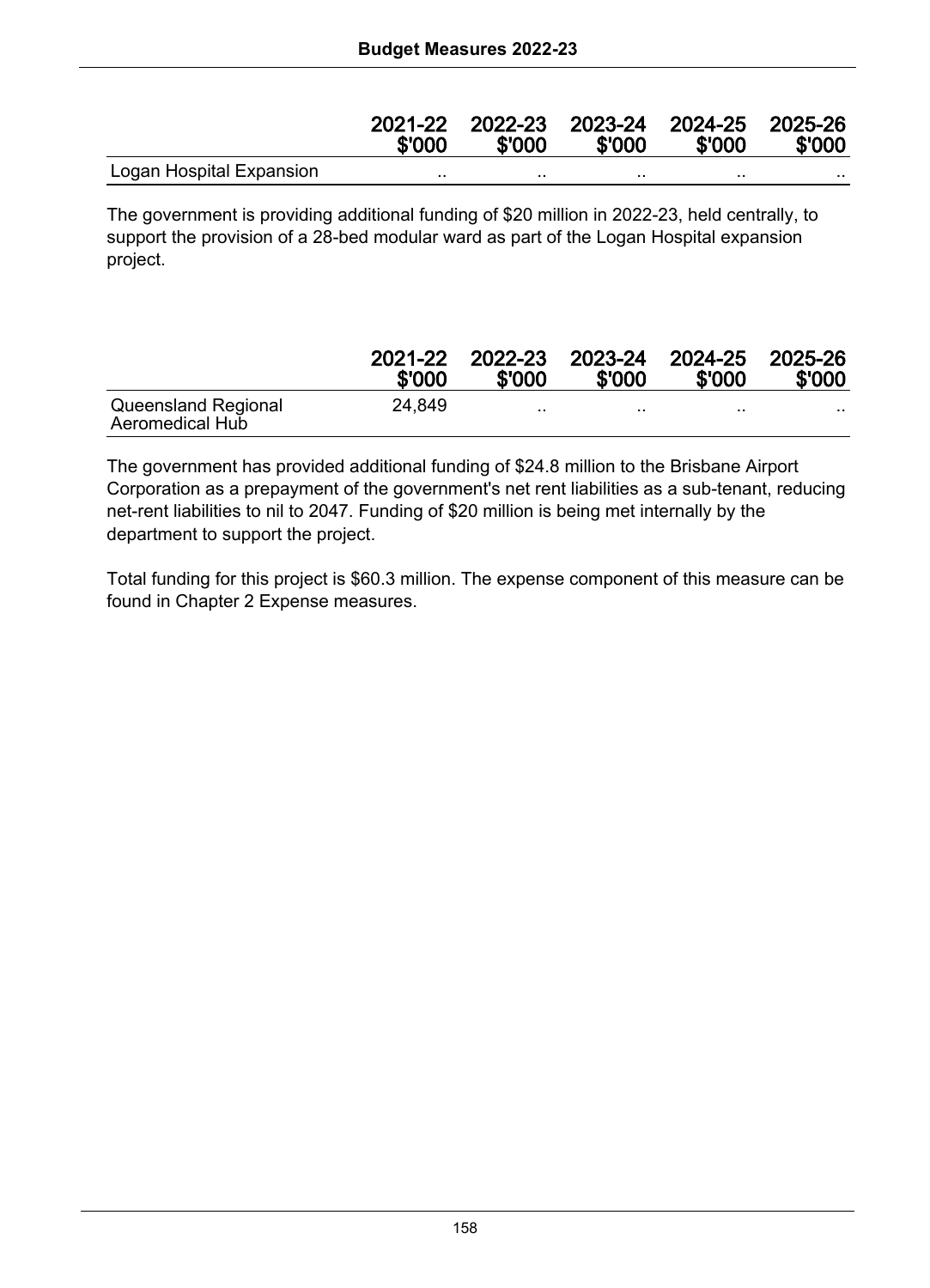| | 2021-22 $'000 | 2022-23 $'000 | 2023-24 $'000 | 2024-25 $'000 | 2025-26 $'000 |
|---|---|---|---|---|---|
| Logan Hospital Expansion | .. | .. | .. | .. | .. |

The government is providing additional funding of $20 million in 2022-23, held centrally, to support the provision of a 28-bed modular ward as part of the Logan Hospital expansion project.

| | 2021-22 $'000 | 2022-23 $'000 | 2023-24 $'000 | 2024-25 $'000 | 2025-26 $'000 |
|---|---|---|---|---|---|
| Queensland Regional Aeromedical Hub | 24,849 | .. | .. | .. | .. |

The government has provided additional funding of $24.8 million to the Brisbane Airport Corporation as a prepayment of the government's net rent liabilities as a sub-tenant, reducing net-rent liabilities to nil to 2047. Funding of $20 million is being met internally by the department to support the project.

Total funding for this project is $60.3 million. The expense component of this measure can be found in Chapter 2 Expense measures.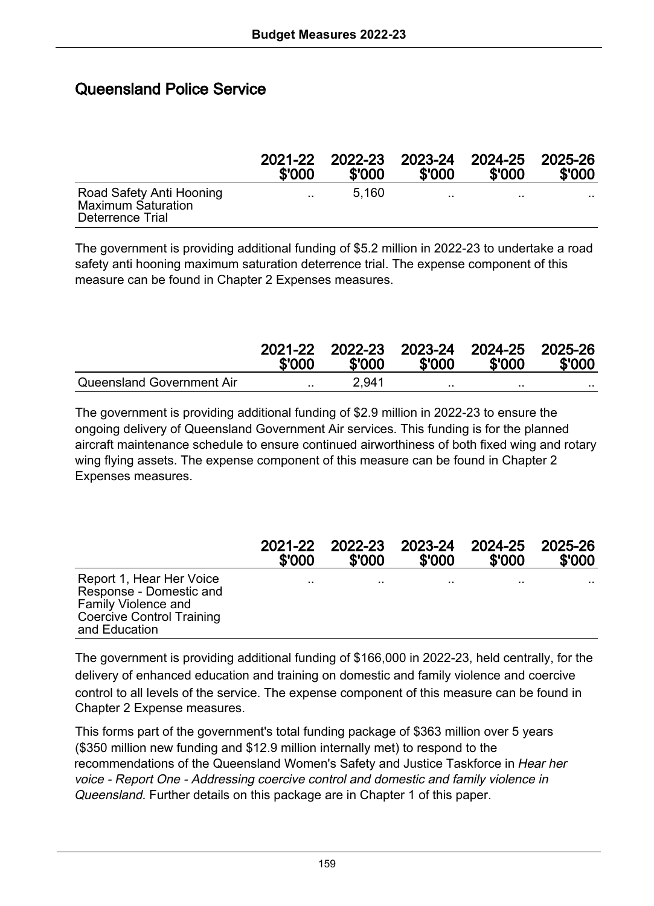## Queensland Police Service

| | 2021-22 $'000 | 2022-23 $'000 | 2023-24 $'000 | 2024-25 $'000 | 2025-26 $'000 |
|---|---|---|---|---|---|
| Road Safety Anti Hooning Maximum Saturation Deterrence Trial | .. | 5,160 | .. | .. | .. |

The government is providing additional funding of $5.2 million in 2022-23 to undertake a road safety anti hooning maximum saturation deterrence trial. The expense component of this measure can be found in Chapter 2 Expenses measures.

| | 2021-22 $'000 | 2022-23 $'000 | 2023-24 $'000 | 2024-25 $'000 | 2025-26 $'000 |
|---|---|---|---|---|---|
| Queensland Government Air | .. | 2,941 | .. | .. | .. |

The government is providing additional funding of $2.9 million in 2022-23 to ensure the ongoing delivery of Queensland Government Air services. This funding is for the planned aircraft maintenance schedule to ensure continued airworthiness of both fixed wing and rotary wing flying assets. The expense component of this measure can be found in Chapter 2 Expenses measures.

| | 2021-22 $'000 | 2022-23 $'000 | 2023-24 $'000 | 2024-25 $'000 | 2025-26 $'000 |
|---|---|---|---|---|---|
| Report 1, Hear Her Voice Response - Domestic and Family Violence and Coercive Control Training and Education | .. | .. | .. | .. | .. |

The government is providing additional funding of $166,000 in 2022-23, held centrally, for the delivery of enhanced education and training on domestic and family violence and coercive control to all levels of the service. The expense component of this measure can be found in Chapter 2 Expense measures.

This forms part of the government's total funding package of $363 million over 5 years ($350 million new funding and $12.9 million internally met) to respond to the recommendations of the Queensland Women's Safety and Justice Taskforce in *Hear her voice - Report One - Addressing coercive control and domestic and family violence in Queensland*. Further details on this package are in Chapter 1 of this paper.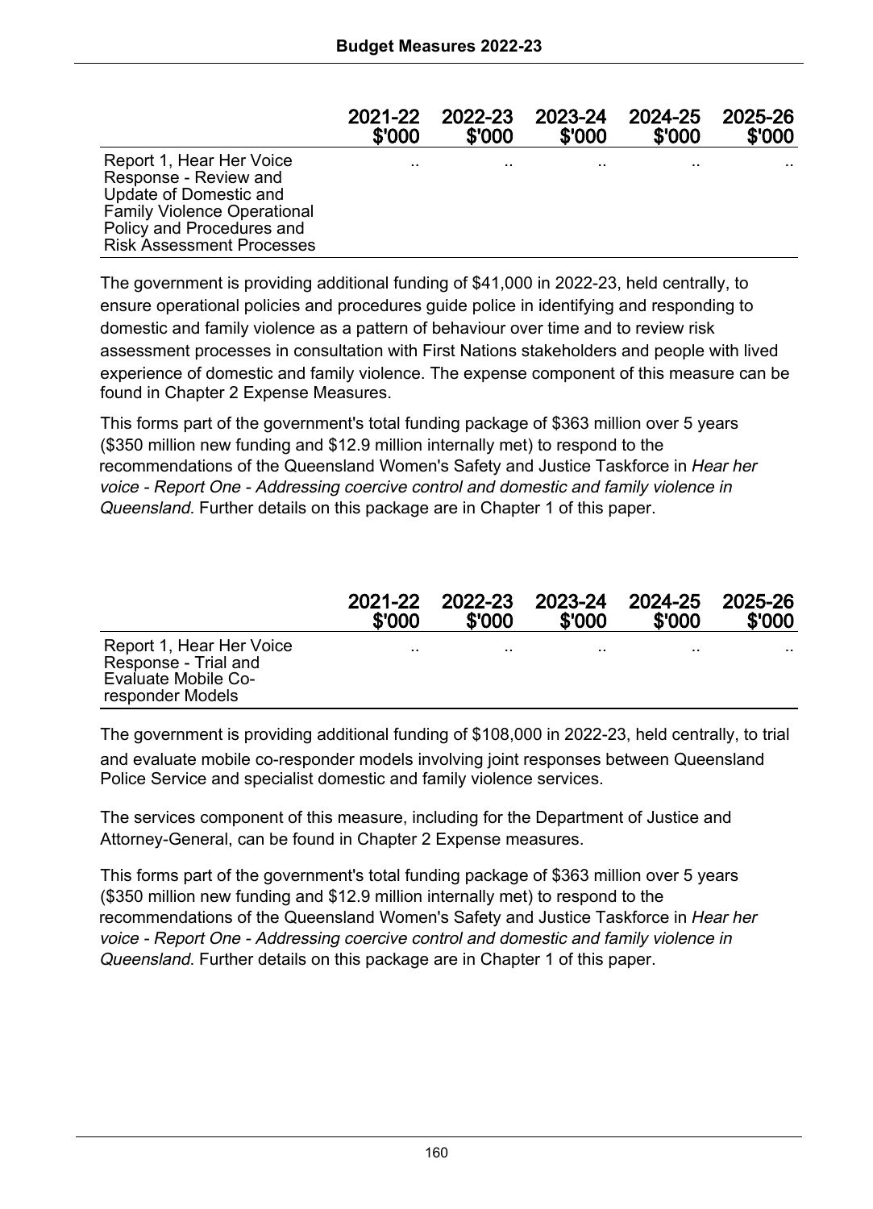| | 2021-22 $'000 | 2022-23 $'000 | 2023-24 $'000 | 2024-25 $'000 | 2025-26 $'000 |
|---|---|---|---|---|---|
| Report 1, Hear Her Voice Response - Review and Update of Domestic and Family Violence Operational Policy and Procedures and Risk Assessment Processes | .. | .. | .. | .. | .. |

The government is providing additional funding of $41,000 in 2022-23, held centrally, to ensure operational policies and procedures guide police in identifying and responding to domestic and family violence as a pattern of behaviour over time and to review risk assessment processes in consultation with First Nations stakeholders and people with lived experience of domestic and family violence. The expense component of this measure can be found in Chapter 2 Expense Measures.

This forms part of the government's total funding package of $363 million over 5 years ($350 million new funding and $12.9 million internally met) to respond to the recommendations of the Queensland Women's Safety and Justice Taskforce in *Hear her voice - Report One - Addressing coercive control and domestic and family violence in Queensland*. Further details on this package are in Chapter 1 of this paper.

| | 2021-22 $'000 | 2022-23 $'000 | 2023-24 $'000 | 2024-25 $'000 | 2025-26 $'000 |
|---|---|---|---|---|---|
| Report 1, Hear Her Voice Response - Trial and Evaluate Mobile Co-responder Models | .. | .. | .. | .. | .. |

The government is providing additional funding of $108,000 in 2022-23, held centrally, to trial and evaluate mobile co-responder models involving joint responses between Queensland Police Service and specialist domestic and family violence services.

The services component of this measure, including for the Department of Justice and Attorney-General, can be found in Chapter 2 Expense measures.

This forms part of the government's total funding package of $363 million over 5 years ($350 million new funding and $12.9 million internally met) to respond to the recommendations of the Queensland Women's Safety and Justice Taskforce in *Hear her voice - Report One - Addressing coercive control and domestic and family violence in Queensland*. Further details on this package are in Chapter 1 of this paper.